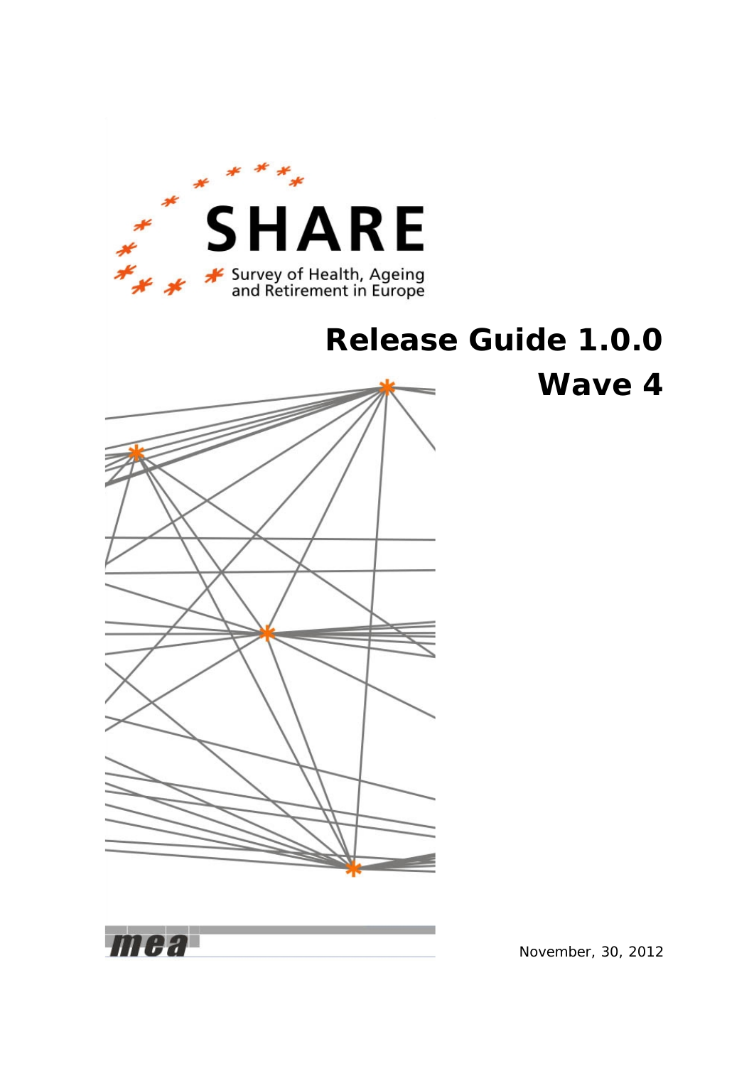SHARE

Survey of Health, Ageing and Retirement in Europe

# Release Guide 1.0.0

# Wave 4

mea

November, 30, 2012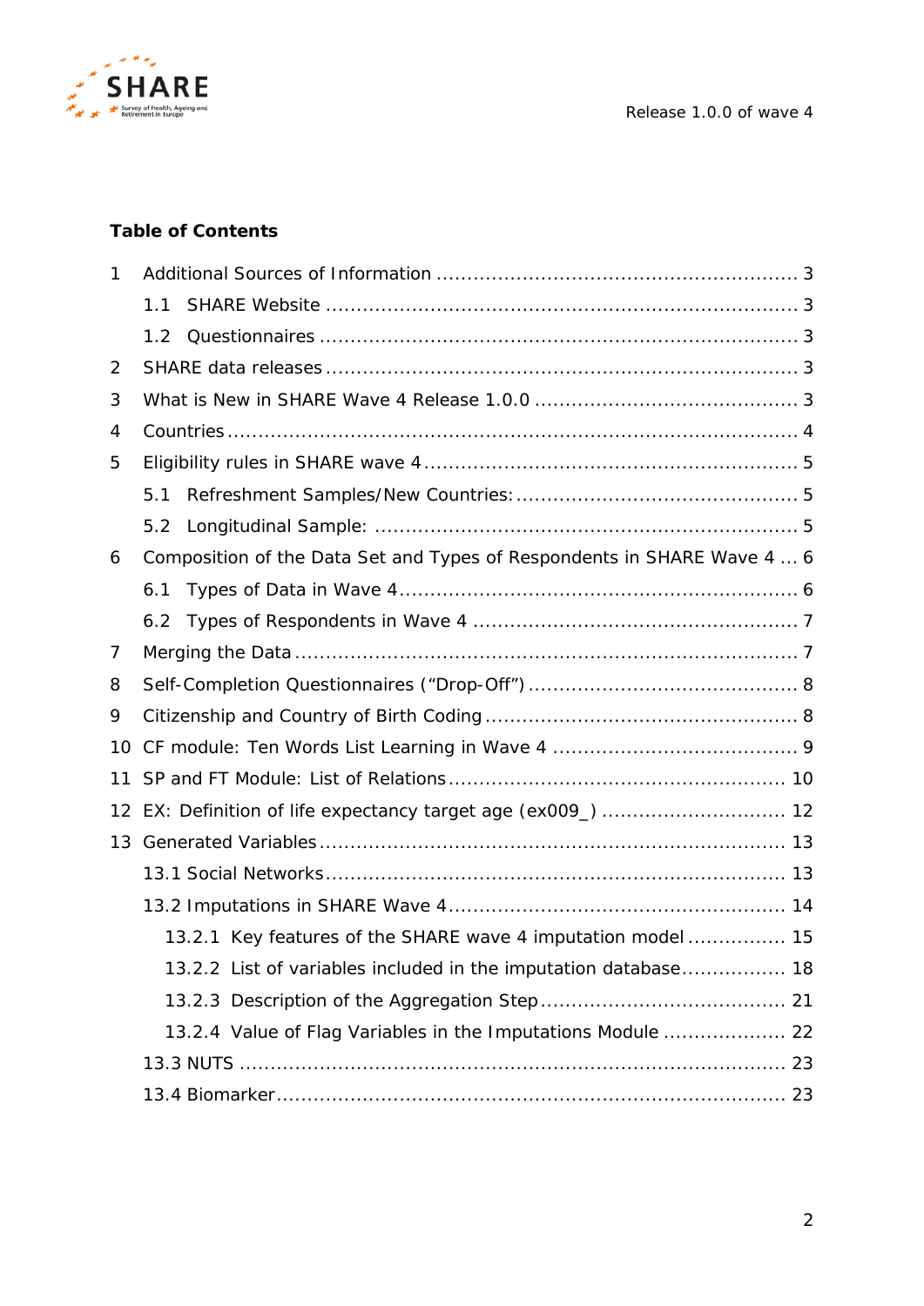**Table of Contents**

1 Additional Sources of Information ..................................................... 3
 1.1 SHARE Website ......................................................................... 3
 1.2 Questionnaires .......................................................................... 3
2 SHARE data releases ........................................................................ 3
3 What is New in SHARE Wave 4 Release 1.0.0 ...................................... 3
4 Countries ......................................................................................... 4
5 Eligibility rules in SHARE wave 4 ......................................................... 5
 5.1 Refreshment Samples/New Countries: ........................................... 5
 5.2 Longitudinal Sample: ................................................................... 5
6 Composition of the Data Set and Types of Respondents in SHARE Wave 4 ... 6
 6.1 Types of Data in Wave 4 ............................................................... 6
 6.2 Types of Respondents in Wave 4 .................................................... 7
7 Merging the Data ............................................................................... 7
8 Self-Completion Questionnaires (“Drop-Off”) ........................................ 8
9 Citizenship and Country of Birth Coding ................................................ 8
10 CF module: Ten Words List Learning in Wave 4 ..................................... 9
11 SP and FT Module: List of Relations .................................................... 10
12 EX: Definition of life expectancy target age (ex009_) ............................ 12
13 Generated Variables .......................................................................... 13
 13.1 Social Networks .......................................................................... 13
 13.2 Imputations in SHARE Wave 4 ...................................................... 14
  13.2.1 Key features of the SHARE wave 4 imputation model ................ 15
  13.2.2 List of variables included in the imputation database ................. 18
  13.2.3 Description of the Aggregation Step ........................................ 21
  13.2.4 Value of Flag Variables in the Imputations Module .................... 22
 13.3 NUTS ........................................................................................ 23
 13.4 Biomarker .................................................................................. 23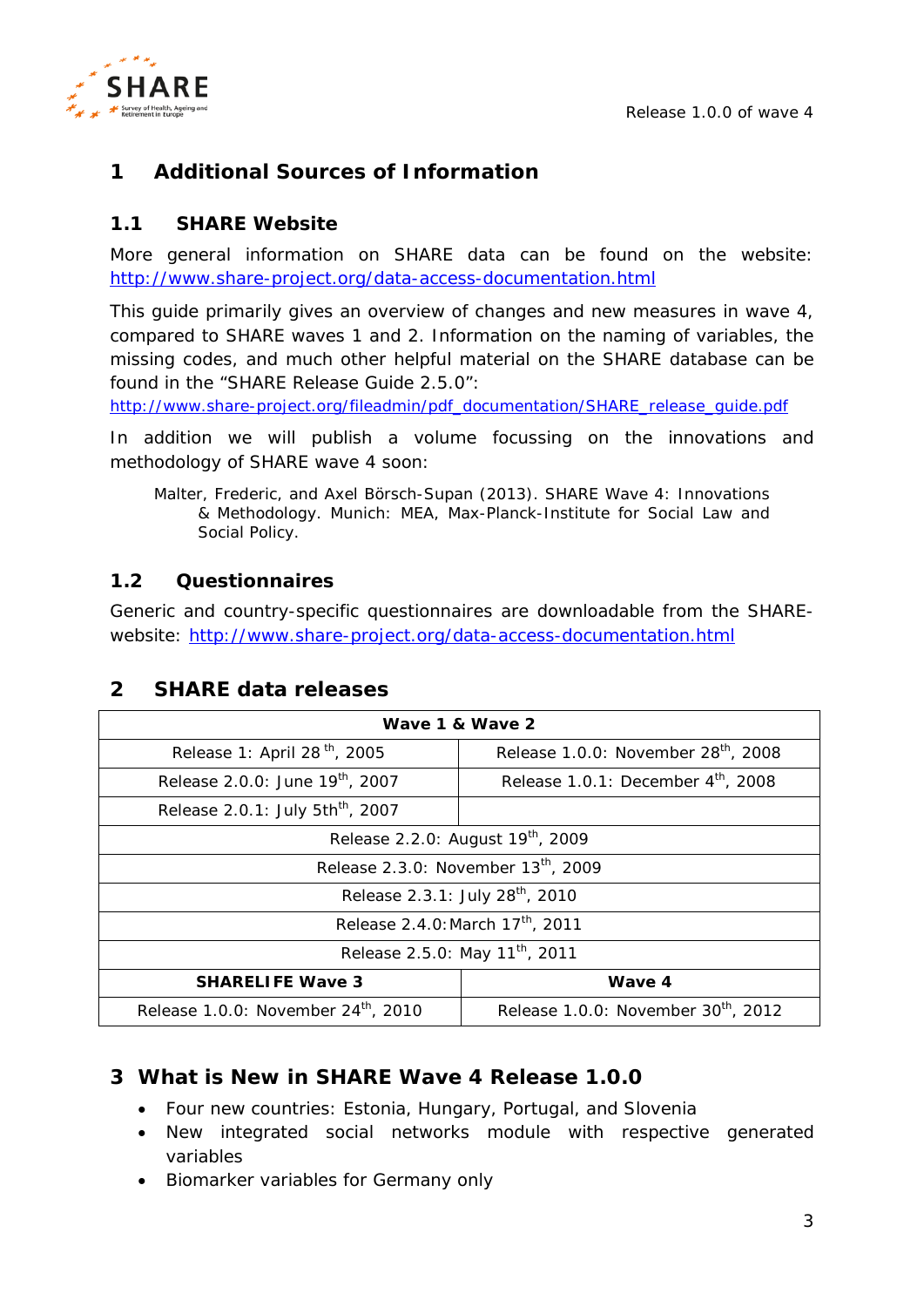# 1 Additional Sources of Information

## 1.1 SHARE Website

More general information on SHARE data can be found on the website: http://www.share-project.org/data-access-documentation.html

This guide primarily gives an overview of changes and new measures in wave 4, compared to SHARE waves 1 and 2. Information on the naming of variables, the missing codes, and much other helpful material on the SHARE database can be found in the "SHARE Release Guide 2.5.0":
http://www.share-project.org/fileadmin/pdf_documentation/SHARE_release_guide.pdf

In addition we will publish a volume focussing on the innovations and methodology of SHARE wave 4 soon:

> Malter, Frederic, and Axel Börsch-Supan (2013). SHARE Wave 4: Innovations & Methodology. Munich: MEA, Max-Planck-Institute for Social Law and Social Policy.

## 1.2 Questionnaires

Generic and country-specific questionnaires are downloadable from the SHARE-website: http://www.share-project.org/data-access-documentation.html

# 2 SHARE data releases

| Wave 1 & Wave 2 | |
|---|---|
| Release 1: April 28th, 2005 | Release 1.0.0: November 28th, 2008 |
| Release 2.0.0: June 19th, 2007 | Release 1.0.1: December 4th, 2008 |
| Release 2.0.1: July 5thth, 2007 | |
| Release 2.2.0: August 19th, 2009 | |
| Release 2.3.0: November 13th, 2009 | |
| Release 2.3.1: July 28th, 2010 | |
| Release 2.4.0: March 17th, 2011 | |
| Release 2.5.0: May 11th, 2011 | |
| **SHARELIFE Wave 3** | **Wave 4** |
| Release 1.0.0: November 24th, 2010 | Release 1.0.0: November 30th, 2012 |

# 3 What is New in SHARE Wave 4 Release 1.0.0

- Four new countries: Estonia, Hungary, Portugal, and Slovenia
- New integrated social networks module with respective generated variables
- Biomarker variables for Germany only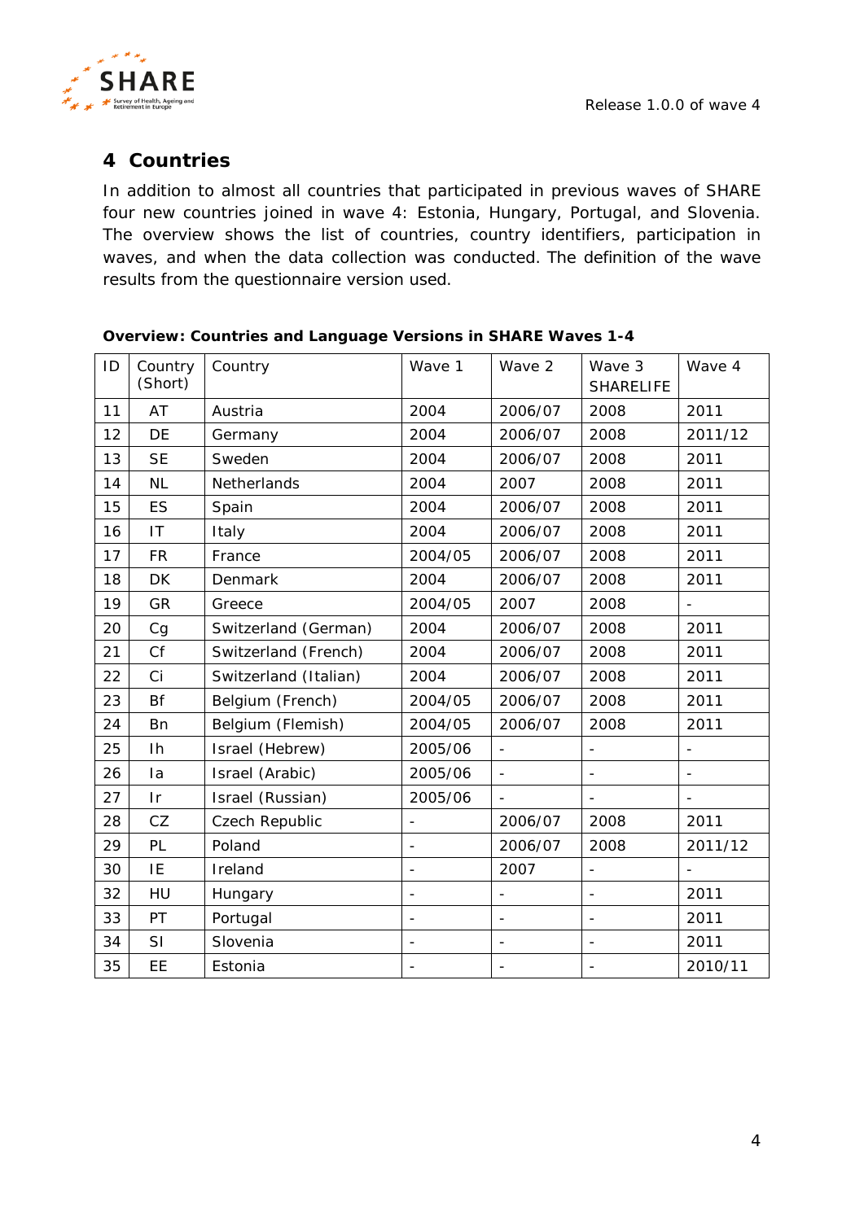# 4 Countries

In addition to almost all countries that participated in previous waves of SHARE four new countries joined in wave 4: Estonia, Hungary, Portugal, and Slovenia. The overview shows the list of countries, country identifiers, participation in waves, and when the data collection was conducted. The definition of the wave results from the questionnaire version used.

**Overview: Countries and Language Versions in SHARE Waves 1-4**

| ID | Country (Short) | Country | Wave 1 | Wave 2 | Wave 3 SHARELIFE | Wave 4 |
|---|---|---|---|---|---|---|
| 11 | AT | Austria | 2004 | 2006/07 | 2008 | 2011 |
| 12 | DE | Germany | 2004 | 2006/07 | 2008 | 2011/12 |
| 13 | SE | Sweden | 2004 | 2006/07 | 2008 | 2011 |
| 14 | NL | Netherlands | 2004 | 2007 | 2008 | 2011 |
| 15 | ES | Spain | 2004 | 2006/07 | 2008 | 2011 |
| 16 | IT | Italy | 2004 | 2006/07 | 2008 | 2011 |
| 17 | FR | France | 2004/05 | 2006/07 | 2008 | 2011 |
| 18 | DK | Denmark | 2004 | 2006/07 | 2008 | 2011 |
| 19 | GR | Greece | 2004/05 | 2007 | 2008 | - |
| 20 | Cg | Switzerland (German) | 2004 | 2006/07 | 2008 | 2011 |
| 21 | Cf | Switzerland (French) | 2004 | 2006/07 | 2008 | 2011 |
| 22 | Ci | Switzerland (Italian) | 2004 | 2006/07 | 2008 | 2011 |
| 23 | Bf | Belgium (French) | 2004/05 | 2006/07 | 2008 | 2011 |
| 24 | Bn | Belgium (Flemish) | 2004/05 | 2006/07 | 2008 | 2011 |
| 25 | Ih | Israel (Hebrew) | 2005/06 | - | - | - |
| 26 | Ia | Israel (Arabic) | 2005/06 | - | - | - |
| 27 | Ir | Israel (Russian) | 2005/06 | - | - | - |
| 28 | CZ | Czech Republic | - | 2006/07 | 2008 | 2011 |
| 29 | PL | Poland | - | 2006/07 | 2008 | 2011/12 |
| 30 | IE | Ireland | - | 2007 | - | - |
| 32 | HU | Hungary | - | - | - | 2011 |
| 33 | PT | Portugal | - | - | - | 2011 |
| 34 | SI | Slovenia | - | - | - | 2011 |
| 35 | EE | Estonia | - | - | - | 2010/11 |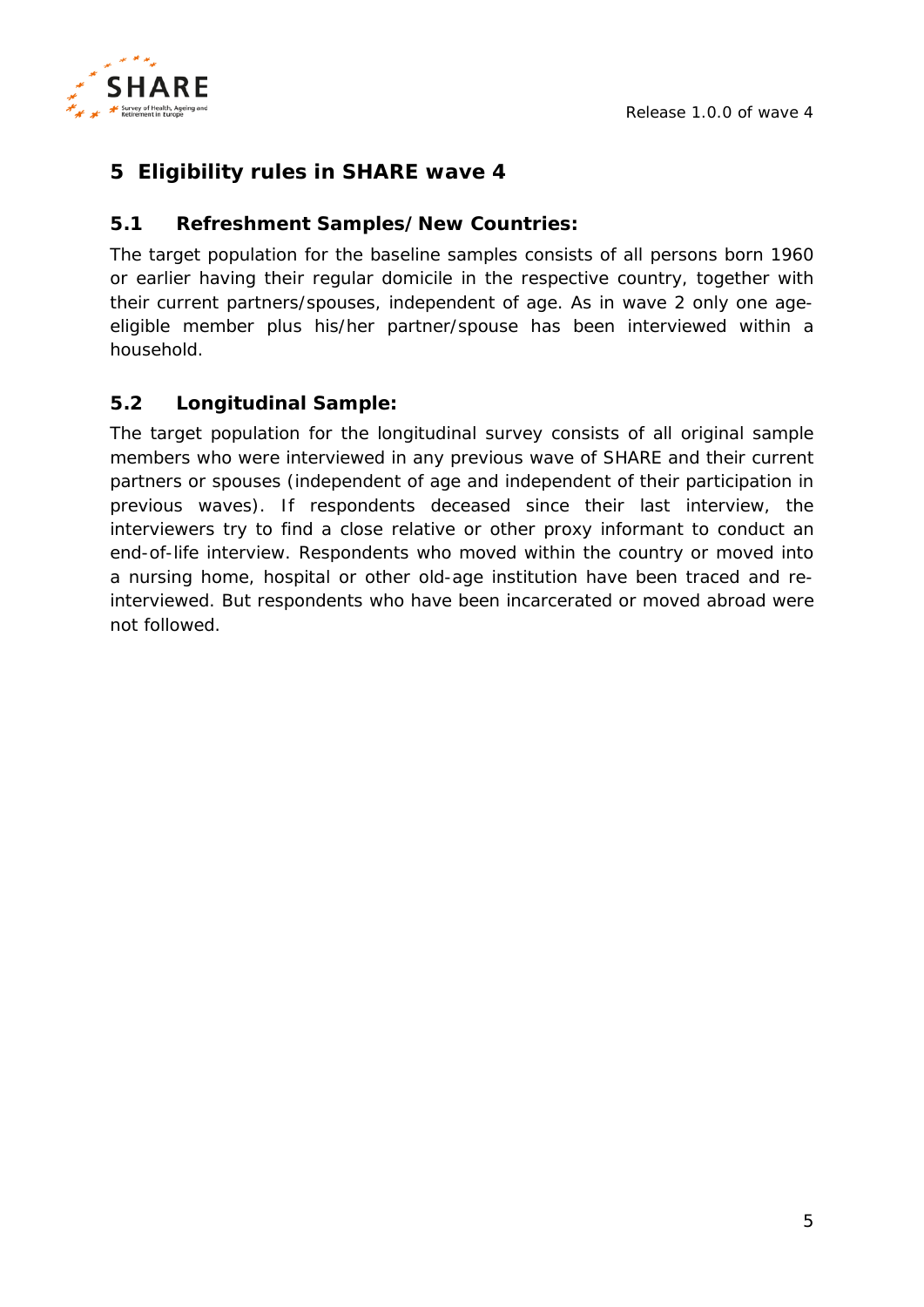# 5 Eligibility rules in SHARE wave 4

## 5.1 Refreshment Samples/New Countries:

The target population for the baseline samples consists of all persons born 1960 or earlier having their regular domicile in the respective country, together with their current partners/spouses, independent of age. As in wave 2 only one age-eligible member plus his/her partner/spouse has been interviewed within a household.

## 5.2 Longitudinal Sample:

The target population for the longitudinal survey consists of all original sample members who were interviewed in any previous wave of SHARE and their current partners or spouses (independent of age and independent of their participation in previous waves). If respondents deceased since their last interview, the interviewers try to find a close relative or other proxy informant to conduct an end-of-life interview. Respondents who moved within the country or moved into a nursing home, hospital or other old-age institution have been traced and re-interviewed. But respondents who have been incarcerated or moved abroad were not followed.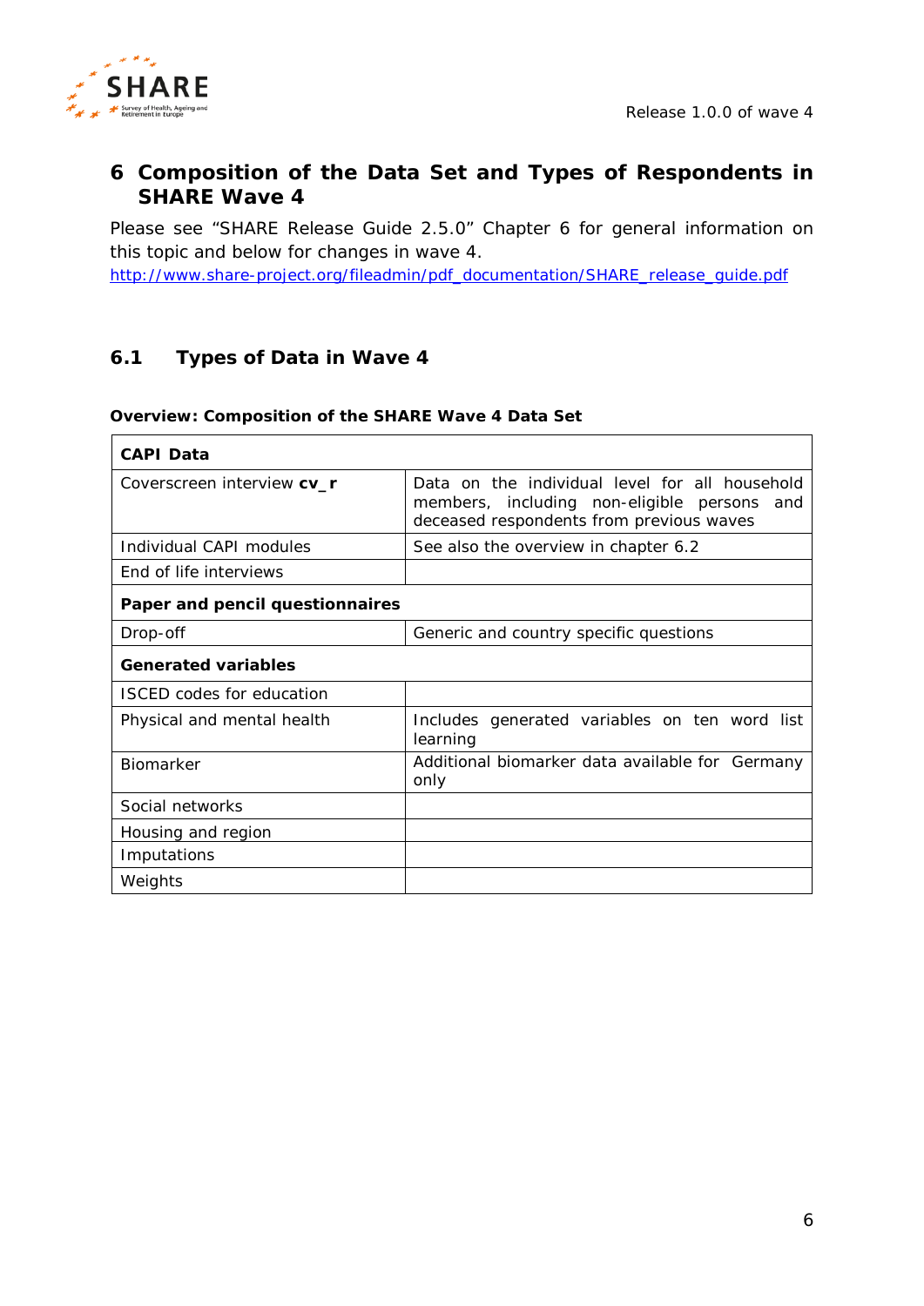# 6 Composition of the Data Set and Types of Respondents in SHARE Wave 4

Please see "SHARE Release Guide 2.5.0" Chapter 6 for general information on this topic and below for changes in wave 4.
http://www.share-project.org/fileadmin/pdf_documentation/SHARE_release_guide.pdf

## 6.1 Types of Data in Wave 4

**Overview: Composition of the SHARE Wave 4 Data Set**

| **CAPI Data** | |
|---|---|
| Coverscreen interview **cv_r** | Data on the individual level for all household members, including non-eligible persons and deceased respondents from previous waves |
| Individual CAPI modules | See also the overview in chapter 6.2 |
| End of life interviews | |
| **Paper and pencil questionnaires** | |
| Drop-off | Generic and country specific questions |
| **Generated variables** | |
| ISCED codes for education | |
| Physical and mental health | Includes generated variables on ten word list learning |
| Biomarker | Additional biomarker data available for Germany only |
| Social networks | |
| Housing and region | |
| Imputations | |
| Weights | |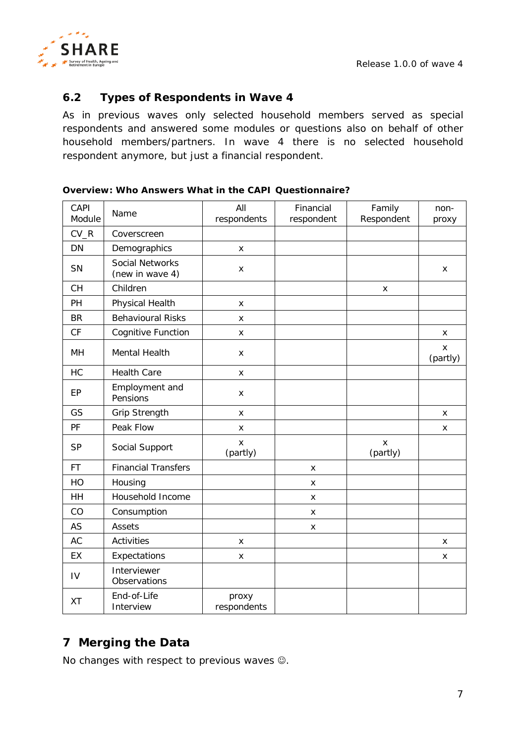## 6.2 Types of Respondents in Wave 4

As in previous waves only selected household members served as special respondents and answered some modules or questions also on behalf of other household members/partners. In wave 4 there is no selected household respondent anymore, but just a financial respondent.

**Overview: Who Answers What in the CAPI Questionnaire?**

| CAPI Module | Name | All respondents | Financial respondent | Family Respondent | non-proxy |
|---|---|---|---|---|---|
| CV_R | Coverscreen | | | | |
| DN | Demographics | x | | | |
| SN | Social Networks (new in wave 4) | x | | | x |
| CH | Children | | | x | |
| PH | Physical Health | x | | | |
| BR | Behavioural Risks | x | | | |
| CF | Cognitive Function | x | | | x |
| MH | Mental Health | x | | | x (partly) |
| HC | Health Care | x | | | |
| EP | Employment and Pensions | x | | | |
| GS | Grip Strength | x | | | x |
| PF | Peak Flow | x | | | x |
| SP | Social Support | x (partly) | | x (partly) | |
| FT | Financial Transfers | | x | | |
| HO | Housing | | x | | |
| HH | Household Income | | x | | |
| CO | Consumption | | x | | |
| AS | Assets | | x | | |
| AC | Activities | x | | | x |
| EX | Expectations | x | | | x |
| IV | Interviewer Observations | | | | |
| XT | End-of-Life Interview | proxy respondents | | | |

# 7 Merging the Data

No changes with respect to previous waves ☺.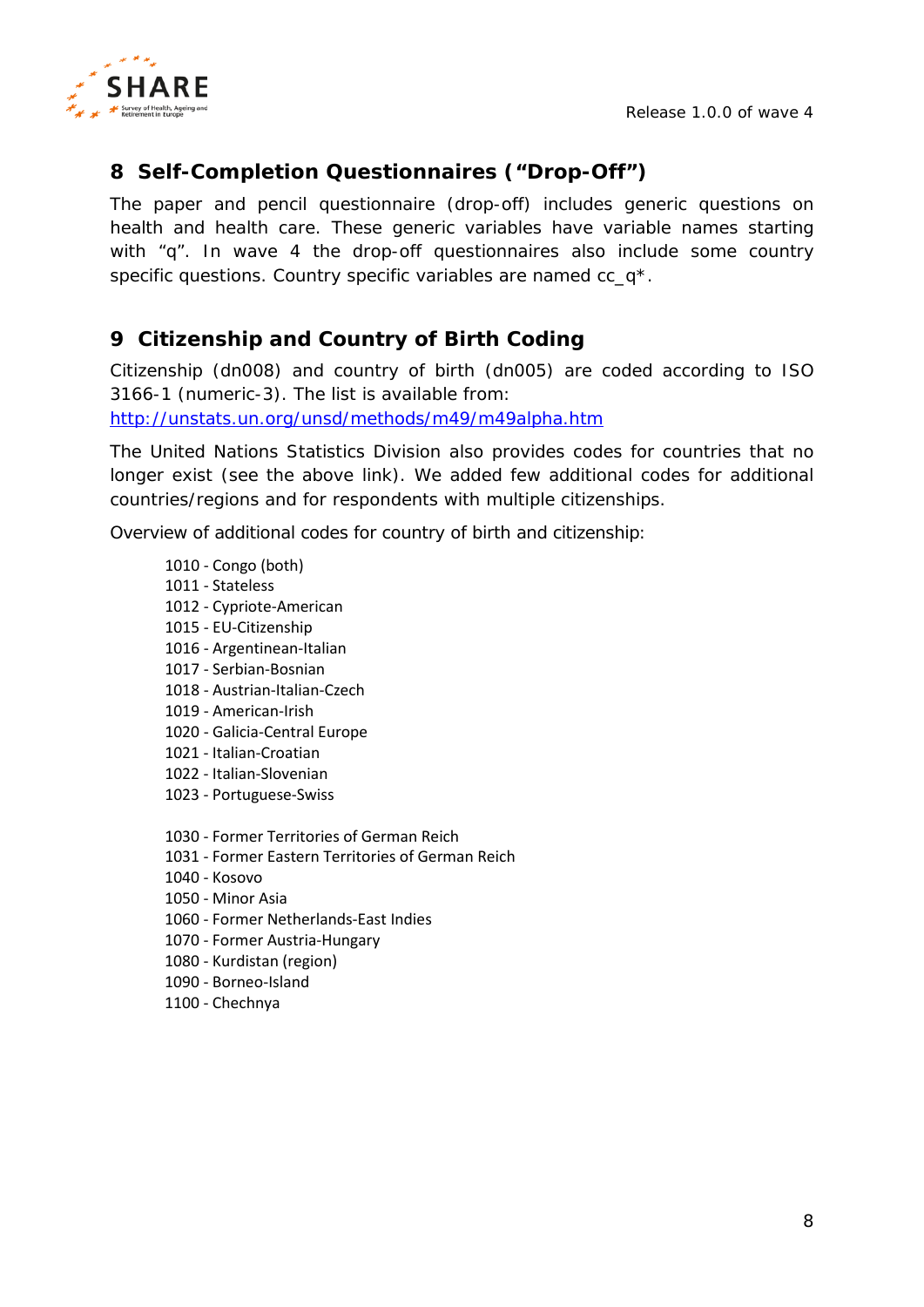## 8 Self-Completion Questionnaires ("Drop-Off")

The paper and pencil questionnaire (drop-off) includes generic questions on health and health care. These generic variables have variable names starting with "q". In wave 4 the drop-off questionnaires also include some country specific questions. Country specific variables are named cc_q*.

## 9 Citizenship and Country of Birth Coding

Citizenship (dn008) and country of birth (dn005) are coded according to ISO 3166-1 (numeric-3). The list is available from: http://unstats.un.org/unsd/methods/m49/m49alpha.htm

The United Nations Statistics Division also provides codes for countries that no longer exist (see the above link). We added few additional codes for additional countries/regions and for respondents with multiple citizenships.

Overview of additional codes for country of birth and citizenship:

1010 - Congo (both)
1011 - Stateless
1012 - Cypriote-American
1015 - EU-Citizenship
1016 - Argentinean-Italian
1017 - Serbian-Bosnian
1018 - Austrian-Italian-Czech
1019 - American-Irish
1020 - Galicia-Central Europe
1021 - Italian-Croatian
1022 - Italian-Slovenian
1023 - Portuguese-Swiss

1030 - Former Territories of German Reich
1031 - Former Eastern Territories of German Reich
1040 - Kosovo
1050 - Minor Asia
1060 - Former Netherlands-East Indies
1070 - Former Austria-Hungary
1080 - Kurdistan (region)
1090 - Borneo-Island
1100 - Chechnya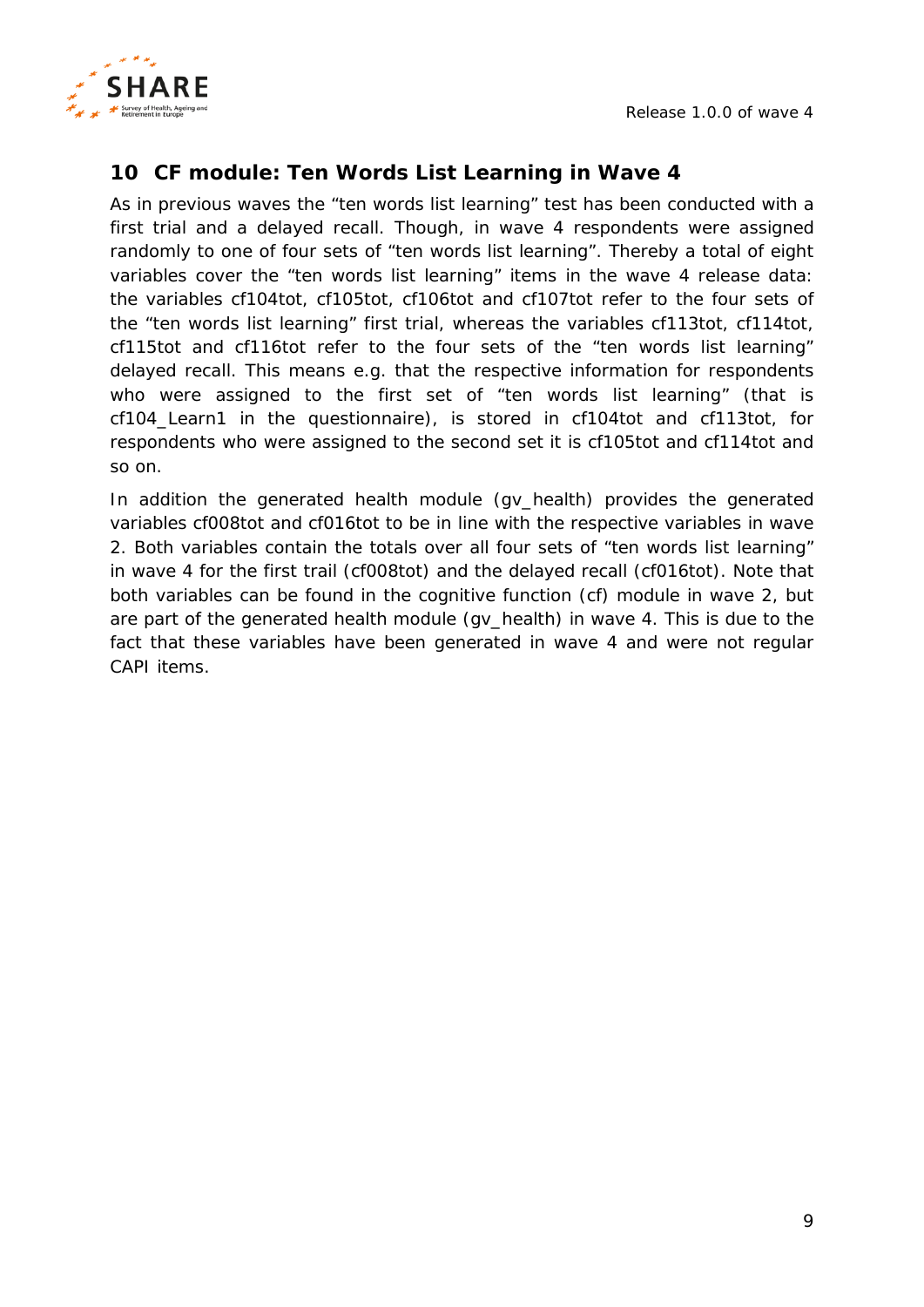# 10 CF module: Ten Words List Learning in Wave 4

As in previous waves the "ten words list learning" test has been conducted with a first trial and a delayed recall. Though, in wave 4 respondents were assigned randomly to one of four sets of "ten words list learning". Thereby a total of eight variables cover the "ten words list learning" items in the wave 4 release data: the variables cf104tot, cf105tot, cf106tot and cf107tot refer to the four sets of the "ten words list learning" first trial, whereas the variables cf113tot, cf114tot, cf115tot and cf116tot refer to the four sets of the "ten words list learning" delayed recall. This means e.g. that the respective information for respondents who were assigned to the first set of "ten words list learning" (that is cf104_Learn1 in the questionnaire), is stored in cf104tot and cf113tot, for respondents who were assigned to the second set it is cf105tot and cf114tot and so on.

In addition the generated health module (gv_health) provides the generated variables cf008tot and cf016tot to be in line with the respective variables in wave 2. Both variables contain the totals over all four sets of "ten words list learning" in wave 4 for the first trail (cf008tot) and the delayed recall (cf016tot). Note that both variables can be found in the cognitive function (cf) module in wave 2, but are part of the generated health module (gv_health) in wave 4. This is due to the fact that these variables have been generated in wave 4 and were not regular CAPI items.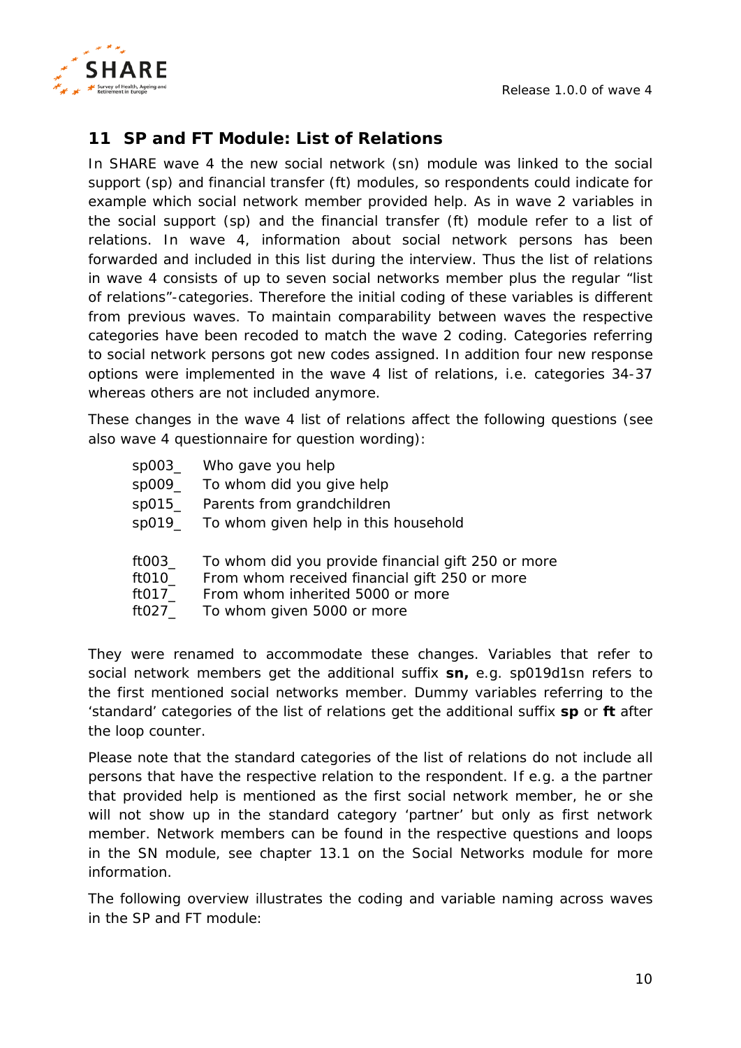## 11 SP and FT Module: List of Relations

In SHARE wave 4 the new social network (sn) module was linked to the social support (sp) and financial transfer (ft) modules, so respondents could indicate for example which social network member provided help. As in wave 2 variables in the social support (sp) and the financial transfer (ft) module refer to a list of relations. In wave 4, information about social network persons has been forwarded and included in this list during the interview. Thus the list of relations in wave 4 consists of up to seven social networks member plus the regular "list of relations"-categories. Therefore the initial coding of these variables is different from previous waves. To maintain comparability between waves the respective categories have been recoded to match the wave 2 coding. Categories referring to social network persons got new codes assigned. In addition four new response options were implemented in the wave 4 list of relations, i.e. categories 34-37 whereas others are not included anymore.

These changes in the wave 4 list of relations affect the following questions (see also wave 4 questionnaire for question wording):

| | |
|---|---|
| sp003_ | Who gave you help |
| sp009_ | To whom did you give help |
| sp015_ | Parents from grandchildren |
| sp019_ | To whom given help in this household |

| | |
|---|---|
| ft003_ | To whom did you provide financial gift 250 or more |
| ft010_ | From whom received financial gift 250 or more |
| ft017_ | From whom inherited 5000 or more |
| ft027_ | To whom given 5000 or more |

They were renamed to accommodate these changes. Variables that refer to social network members get the additional suffix **sn,** e.g. sp019d1sn refers to the first mentioned social networks member. Dummy variables referring to the 'standard' categories of the list of relations get the additional suffix **sp** or **ft** after the loop counter.

Please note that the standard categories of the list of relations do not include all persons that have the respective relation to the respondent. If e.g. a the partner that provided help is mentioned as the first social network member, he or she will not show up in the standard category 'partner' but only as first network member. Network members can be found in the respective questions and loops in the SN module, see chapter 13.1 on the Social Networks module for more information.

The following overview illustrates the coding and variable naming across waves in the SP and FT module: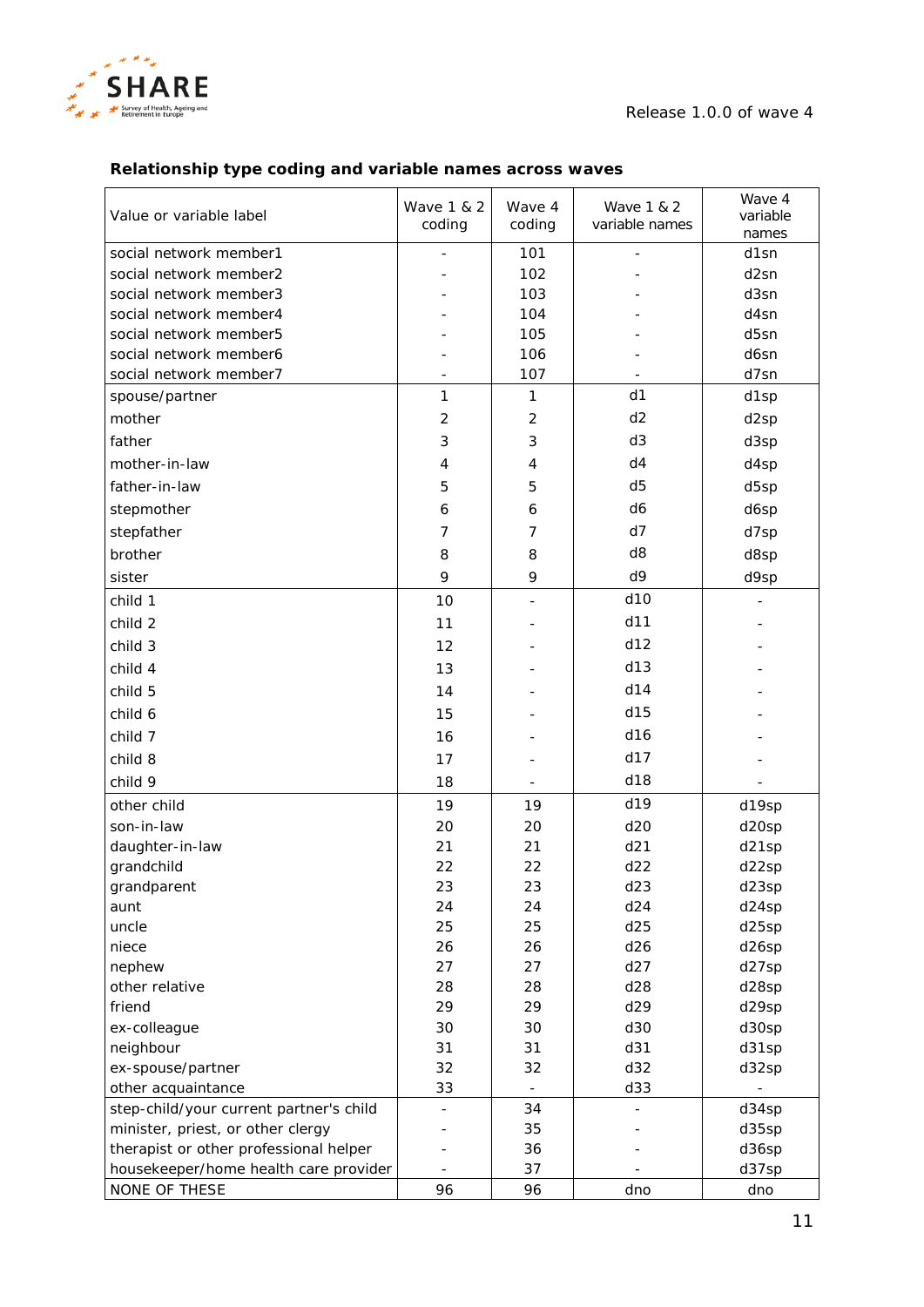**Relationship type coding and variable names across waves**

| Value or variable label | Wave 1 & 2 coding | Wave 4 coding | Wave 1 & 2 variable names | Wave 4 variable names |
|---|---|---|---|---|
| social network member1 | - | 101 | - | d1sn |
| social network member2 | - | 102 | - | d2sn |
| social network member3 | - | 103 | - | d3sn |
| social network member4 | - | 104 | - | d4sn |
| social network member5 | - | 105 | - | d5sn |
| social network member6 | - | 106 | - | d6sn |
| social network member7 | - | 107 | - | d7sn |
| spouse/partner | 1 | 1 | d1 | d1sp |
| mother | 2 | 2 | d2 | d2sp |
| father | 3 | 3 | d3 | d3sp |
| mother-in-law | 4 | 4 | d4 | d4sp |
| father-in-law | 5 | 5 | d5 | d5sp |
| stepmother | 6 | 6 | d6 | d6sp |
| stepfather | 7 | 7 | d7 | d7sp |
| brother | 8 | 8 | d8 | d8sp |
| sister | 9 | 9 | d9 | d9sp |
| child 1 | 10 | - | d10 | - |
| child 2 | 11 | - | d11 | - |
| child 3 | 12 | - | d12 | - |
| child 4 | 13 | - | d13 | - |
| child 5 | 14 | - | d14 | - |
| child 6 | 15 | - | d15 | - |
| child 7 | 16 | - | d16 | - |
| child 8 | 17 | - | d17 | - |
| child 9 | 18 | - | d18 | - |
| other child | 19 | 19 | d19 | d19sp |
| son-in-law | 20 | 20 | d20 | d20sp |
| daughter-in-law | 21 | 21 | d21 | d21sp |
| grandchild | 22 | 22 | d22 | d22sp |
| grandparent | 23 | 23 | d23 | d23sp |
| aunt | 24 | 24 | d24 | d24sp |
| uncle | 25 | 25 | d25 | d25sp |
| niece | 26 | 26 | d26 | d26sp |
| nephew | 27 | 27 | d27 | d27sp |
| other relative | 28 | 28 | d28 | d28sp |
| friend | 29 | 29 | d29 | d29sp |
| ex-colleague | 30 | 30 | d30 | d30sp |
| neighbour | 31 | 31 | d31 | d31sp |
| ex-spouse/partner | 32 | 32 | d32 | d32sp |
| other acquaintance | 33 | - | d33 | - |
| step-child/your current partner's child | - | 34 | - | d34sp |
| minister, priest, or other clergy | - | 35 | - | d35sp |
| therapist or other professional helper | - | 36 | - | d36sp |
| housekeeper/home health care provider | - | 37 | - | d37sp |
| NONE OF THESE | 96 | 96 | dno | dno |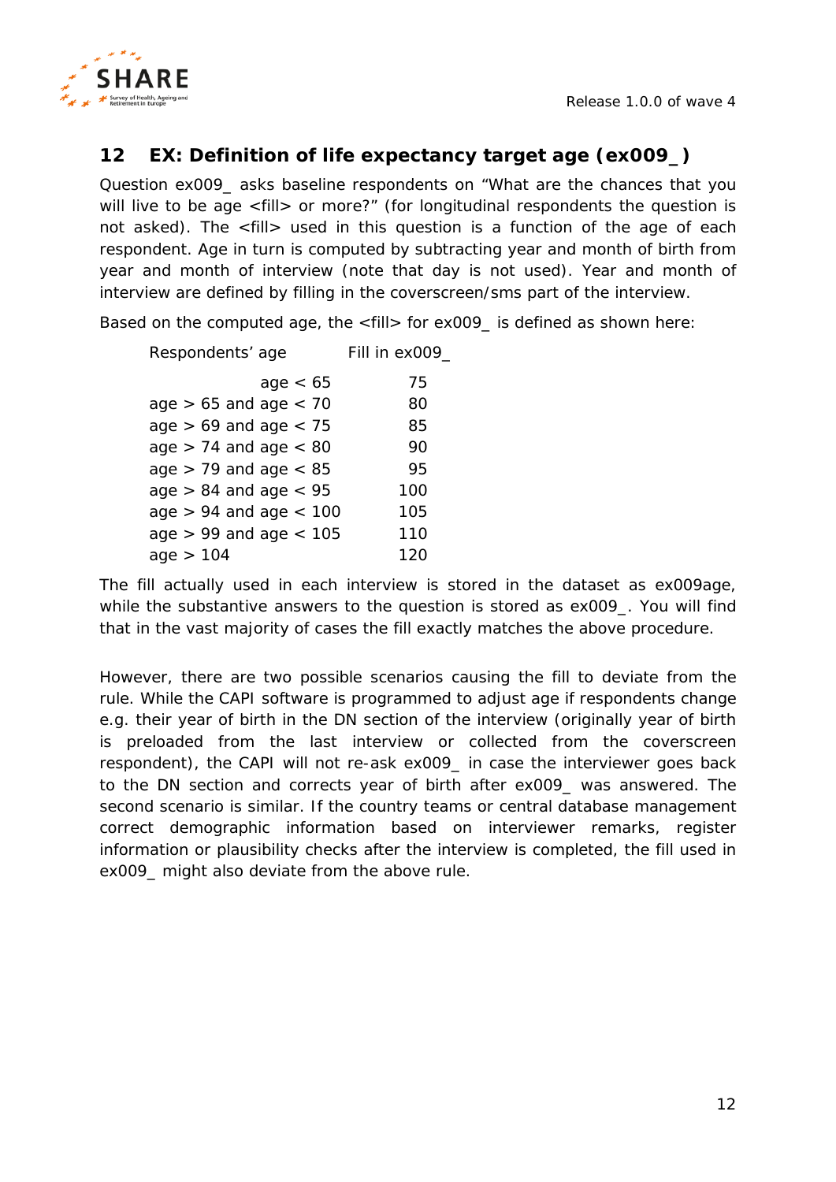## 12 EX: Definition of life expectancy target age (ex009_)

Question ex009_ asks baseline respondents on "What are the chances that you will live to be age <fill> or more?" (for longitudinal respondents the question is not asked). The <fill> used in this question is a function of the age of each respondent. Age in turn is computed by subtracting year and month of birth from year and month of interview (note that day is not used). Year and month of interview are defined by filling in the coverscreen/sms part of the interview.

Based on the computed age, the <fill> for ex009_ is defined as shown here:

| Respondents' age | Fill in ex009_ |
|---|---|
| age < 65 | 75 |
| age > 65 and age < 70 | 80 |
| age > 69 and age < 75 | 85 |
| age > 74 and age < 80 | 90 |
| age > 79 and age < 85 | 95 |
| age > 84 and age < 95 | 100 |
| age > 94 and age < 100 | 105 |
| age > 99 and age < 105 | 110 |
| age > 104 | 120 |

The fill actually used in each interview is stored in the dataset as ex009age, while the substantive answers to the question is stored as ex009_. You will find that in the vast majority of cases the fill exactly matches the above procedure.

However, there are two possible scenarios causing the fill to deviate from the rule. While the CAPI software is programmed to adjust age if respondents change e.g. their year of birth in the DN section of the interview (originally year of birth is preloaded from the last interview or collected from the coverscreen respondent), the CAPI will not re-ask ex009_ in case the interviewer goes back to the DN section and corrects year of birth after ex009_ was answered. The second scenario is similar. If the country teams or central database management correct demographic information based on interviewer remarks, register information or plausibility checks after the interview is completed, the fill used in ex009_ might also deviate from the above rule.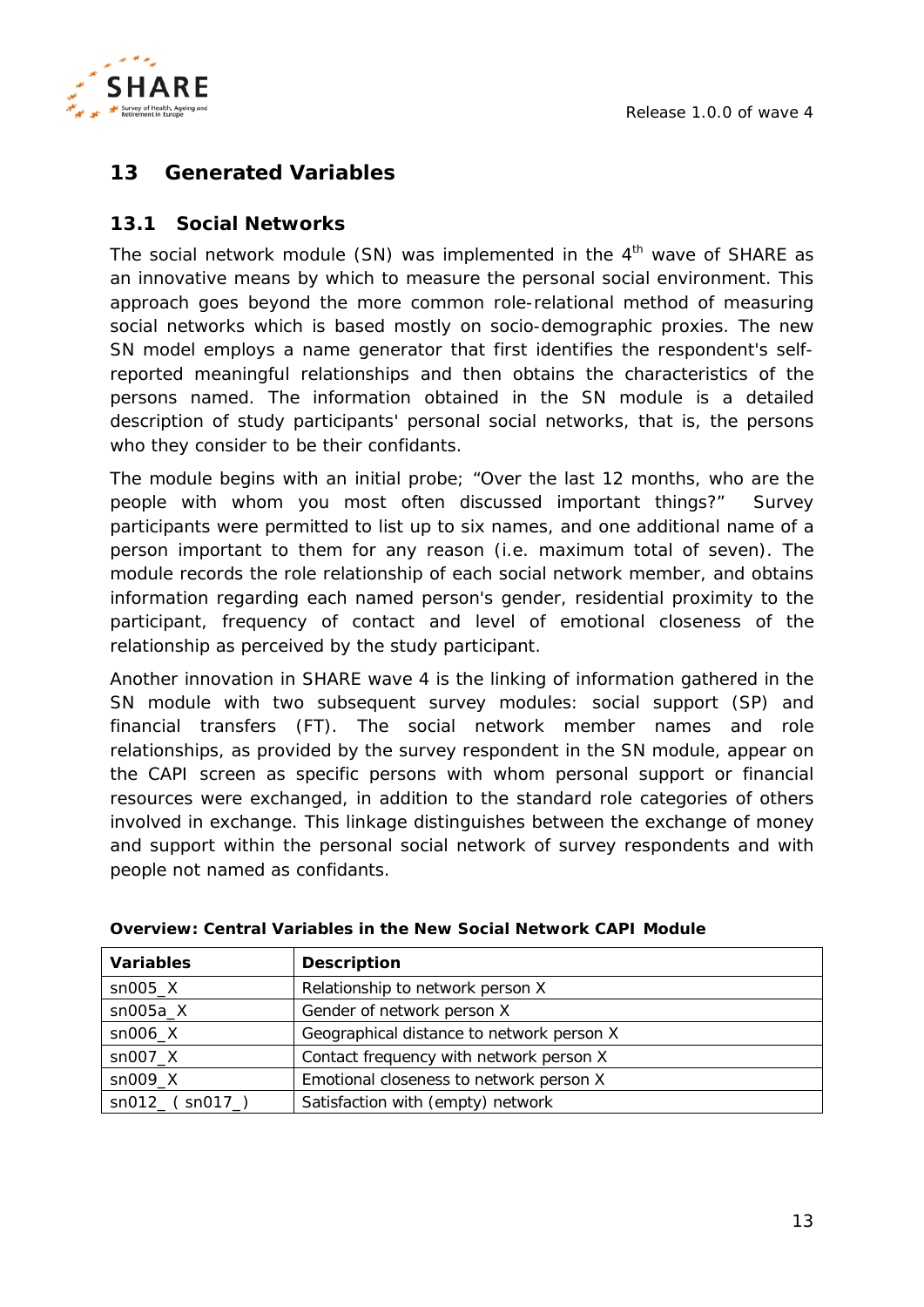# 13 Generated Variables

## 13.1 Social Networks

The social network module (SN) was implemented in the 4th wave of SHARE as an innovative means by which to measure the personal social environment. This approach goes beyond the more common role-relational method of measuring social networks which is based mostly on socio-demographic proxies. The new SN model employs a name generator that first identifies the respondent's self-reported meaningful relationships and then obtains the characteristics of the persons named. The information obtained in the SN module is a detailed description of study participants' personal social networks, that is, the persons who they consider to be their confidants.

The module begins with an initial probe; "Over the last 12 months, who are the people with whom you most often discussed important things?" Survey participants were permitted to list up to six names, and one additional name of a person important to them for any reason (i.e. maximum total of seven). The module records the role relationship of each social network member, and obtains information regarding each named person's gender, residential proximity to the participant, frequency of contact and level of emotional closeness of the relationship as perceived by the study participant.

Another innovation in SHARE wave 4 is the linking of information gathered in the SN module with two subsequent survey modules: social support (SP) and financial transfers (FT). The social network member names and role relationships, as provided by the survey respondent in the SN module, appear on the CAPI screen as specific persons with whom personal support or financial resources were exchanged, in addition to the standard role categories of others involved in exchange. This linkage distinguishes between the exchange of money and support within the personal social network of survey respondents and with people not named as confidants.

**Overview: Central Variables in the New Social Network CAPI Module**

| Variables | Description |
|---|---|
| sn005_X | Relationship to network person X |
| sn005a_X | Gender of network person X |
| sn006_X | Geographical distance to network person X |
| sn007_X | Contact frequency with network person X |
| sn009_X | Emotional closeness to network person X |
| sn012_ ( sn017_) | Satisfaction with (empty) network |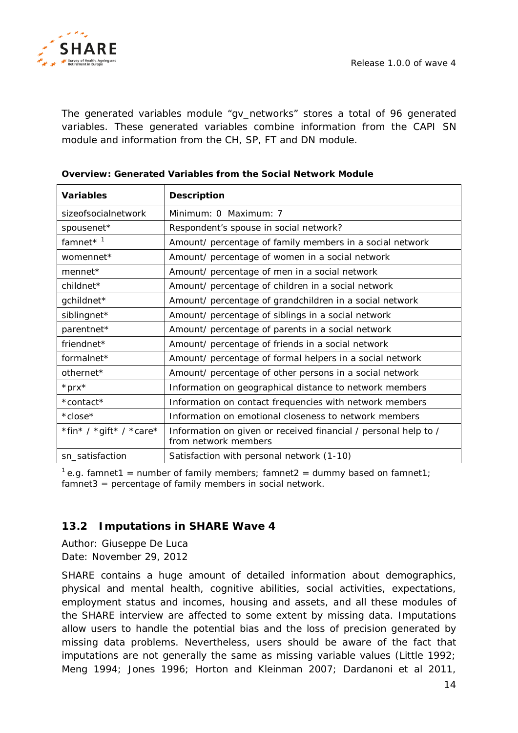The generated variables module “gv_networks” stores a total of 96 generated variables. These generated variables combine information from the CAPI SN module and information from the CH, SP, FT and DN module.

**Overview: Generated Variables from the Social Network Module**

| Variables | Description |
| --- | --- |
| sizeofsocialnetwork | Minimum: 0 Maximum: 7 |
| spousenet* | Respondent’s spouse in social network? |
| famnet* [1] | Amount/ percentage of family members in a social network |
| womennet* | Amount/ percentage of women in a social network |
| mennet* | Amount/ percentage of men in a social network |
| childnet* | Amount/ percentage of children in a social network |
| gchildnet* | Amount/ percentage of grandchildren in a social network |
| siblingnet* | Amount/ percentage of siblings in a social network |
| parentnet* | Amount/ percentage of parents in a social network |
| friendnet* | Amount/ percentage of friends in a social network |
| formalnet* | Amount/ percentage of formal helpers in a social network |
| othernet* | Amount/ percentage of other persons in a social network |
| *prx* | Information on geographical distance to network members |
| *contact* | Information on contact frequencies with network members |
| *close* | Information on emotional closeness to network members |
| *fin* / *gift* / *care* | Information on given or received financial / personal help to / from network members |
| sn_satisfaction | Satisfaction with personal network (1-10) |

[1] e.g. famnet1 = number of family members; famnet2 = dummy based on famnet1; famnet3 = percentage of family members in social network.

## 13.2 Imputations in SHARE Wave 4

Author: Giuseppe De Luca  
Date: November 29, 2012

SHARE contains a huge amount of detailed information about demographics, physical and mental health, cognitive abilities, social activities, expectations, employment status and incomes, housing and assets, and all these modules of the SHARE interview are affected to some extent by missing data. Imputations allow users to handle the potential bias and the loss of precision generated by missing data problems. Nevertheless, users should be aware of the fact that imputations are not generally the same as missing variable values (Little 1992; Meng 1994; Jones 1996; Horton and Kleinman 2007; Dardanoni et al 2011,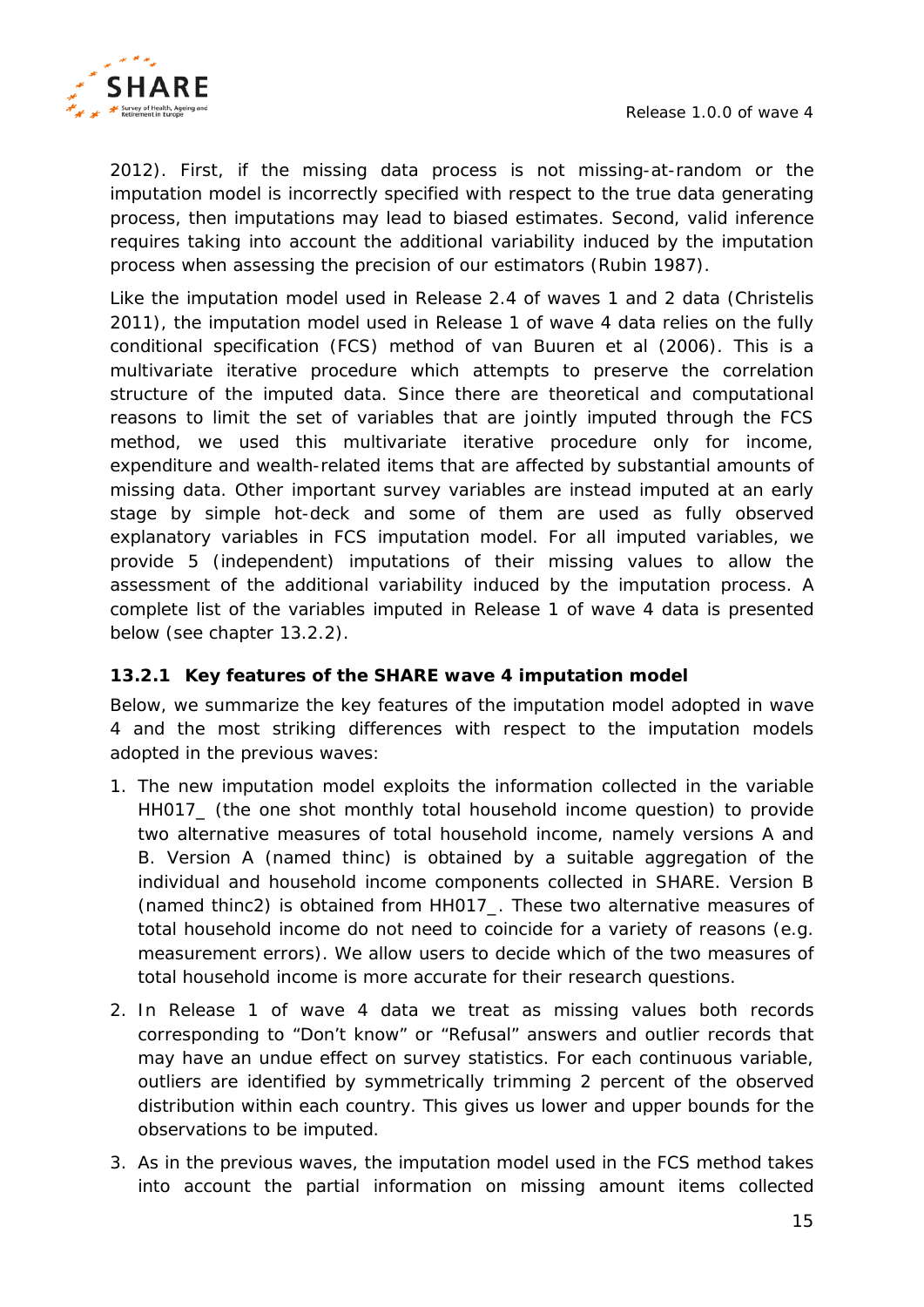2012). First, if the missing data process is not missing-at-random or the imputation model is incorrectly specified with respect to the true data generating process, then imputations may lead to biased estimates. Second, valid inference requires taking into account the additional variability induced by the imputation process when assessing the precision of our estimators (Rubin 1987).

Like the imputation model used in Release 2.4 of waves 1 and 2 data (Christelis 2011), the imputation model used in Release 1 of wave 4 data relies on the fully conditional specification (FCS) method of van Buuren et al (2006). This is a multivariate iterative procedure which attempts to preserve the correlation structure of the imputed data. Since there are theoretical and computational reasons to limit the set of variables that are jointly imputed through the FCS method, we used this multivariate iterative procedure only for income, expenditure and wealth-related items that are affected by substantial amounts of missing data. Other important survey variables are instead imputed at an early stage by simple hot-deck and some of them are used as fully observed explanatory variables in FCS imputation model. For all imputed variables, we provide 5 (independent) imputations of their missing values to allow the assessment of the additional variability induced by the imputation process. A complete list of the variables imputed in Release 1 of wave 4 data is presented below (see chapter 13.2.2).

### 13.2.1 Key features of the SHARE wave 4 imputation model

Below, we summarize the key features of the imputation model adopted in wave 4 and the most striking differences with respect to the imputation models adopted in the previous waves:

1. The new imputation model exploits the information collected in the variable HH017_ (the one shot monthly total household income question) to provide two alternative measures of total household income, namely versions A and B. Version A (named thinc) is obtained by a suitable aggregation of the individual and household income components collected in SHARE. Version B (named thinc2) is obtained from HH017_. These two alternative measures of total household income do not need to coincide for a variety of reasons (e.g. measurement errors). We allow users to decide which of the two measures of total household income is more accurate for their research questions.

2. In Release 1 of wave 4 data we treat as missing values both records corresponding to "Don't know" or "Refusal" answers and outlier records that may have an undue effect on survey statistics. For each continuous variable, outliers are identified by symmetrically trimming 2 percent of the observed distribution within each country. This gives us lower and upper bounds for the observations to be imputed.

3. As in the previous waves, the imputation model used in the FCS method takes into account the partial information on missing amount items collected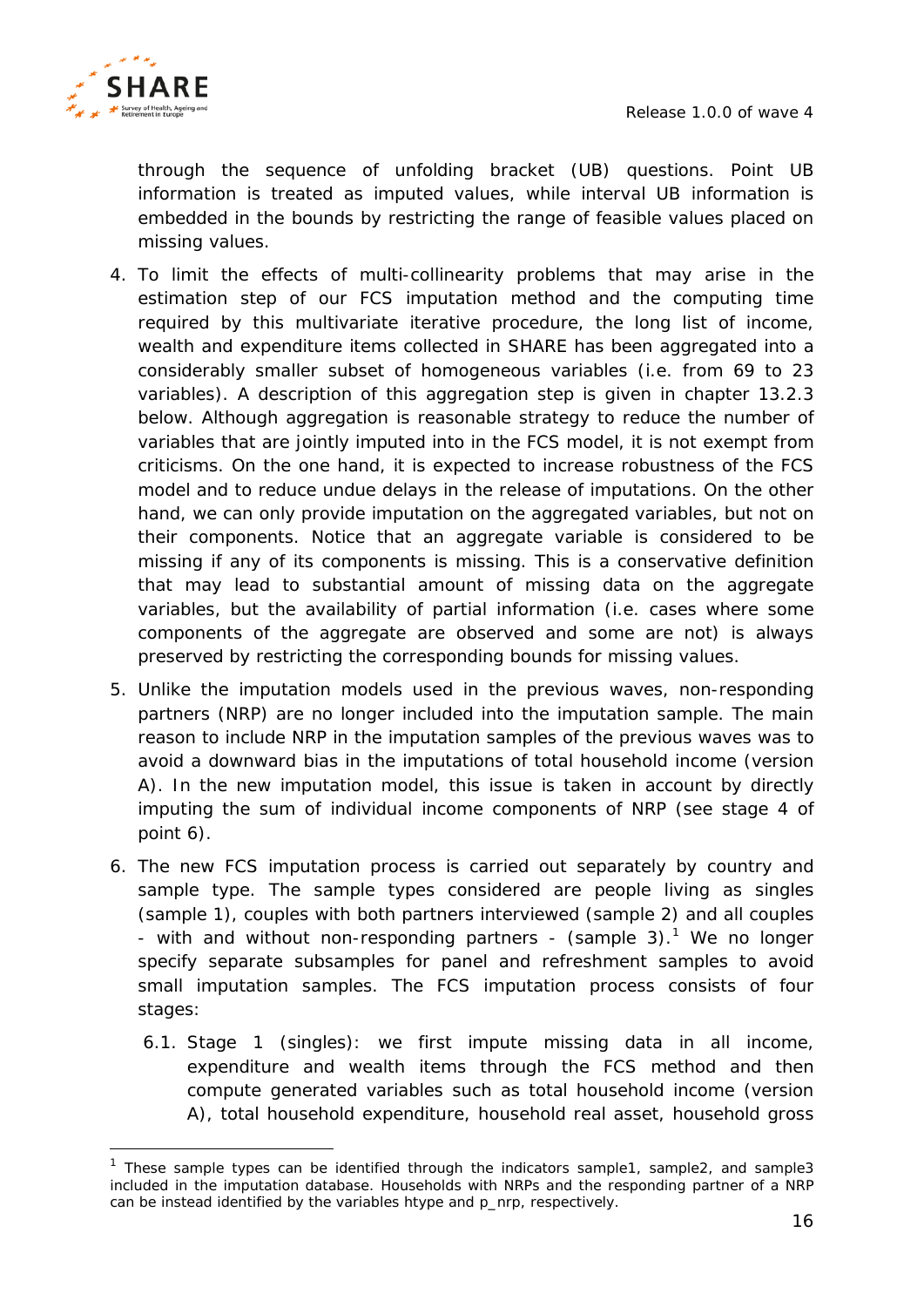through the sequence of unfolding bracket (UB) questions. Point UB information is treated as imputed values, while interval UB information is embedded in the bounds by restricting the range of feasible values placed on missing values.

4. To limit the effects of multi-collinearity problems that may arise in the estimation step of our FCS imputation method and the computing time required by this multivariate iterative procedure, the long list of income, wealth and expenditure items collected in SHARE has been aggregated into a considerably smaller subset of homogeneous variables (i.e. from 69 to 23 variables). A description of this aggregation step is given in chapter 13.2.3 below. Although aggregation is reasonable strategy to reduce the number of variables that are jointly imputed into in the FCS model, it is not exempt from criticisms. On the one hand, it is expected to increase robustness of the FCS model and to reduce undue delays in the release of imputations. On the other hand, we can only provide imputation on the aggregated variables, but not on their components. Notice that an aggregate variable is considered to be missing if any of its components is missing. This is a conservative definition that may lead to substantial amount of missing data on the aggregate variables, but the availability of partial information (i.e. cases where some components of the aggregate are observed and some are not) is always preserved by restricting the corresponding bounds for missing values.

5. Unlike the imputation models used in the previous waves, non-responding partners (NRP) are no longer included into the imputation sample. The main reason to include NRP in the imputation samples of the previous waves was to avoid a downward bias in the imputations of total household income (version A). In the new imputation model, this issue is taken in account by directly imputing the sum of individual income components of NRP (see stage 4 of point 6).

6. The new FCS imputation process is carried out separately by country and sample type. The sample types considered are people living as singles (sample 1), couples with both partners interviewed (sample 2) and all couples - with and without non-responding partners - (sample 3).[1] We no longer specify separate subsamples for panel and refreshment samples to avoid small imputation samples. The FCS imputation process consists of four stages:

   6.1. Stage 1 (singles): we first impute missing data in all income, expenditure and wealth items through the FCS method and then compute generated variables such as total household income (version A), total household expenditure, household real asset, household gross

[1] These sample types can be identified through the indicators sample1, sample2, and sample3 included in the imputation database. Households with NRPs and the responding partner of a NRP can be instead identified by the variables htype and p_nrp, respectively.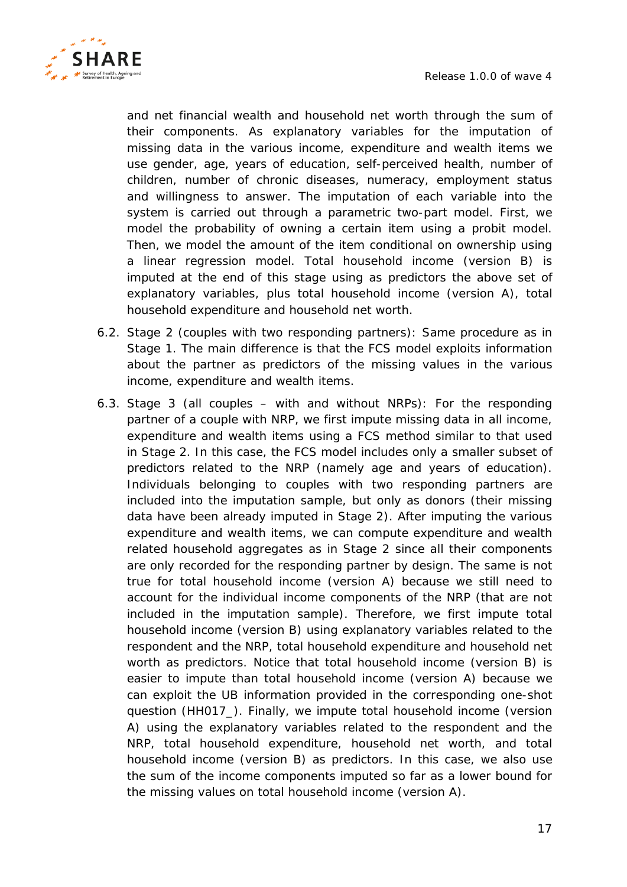and net financial wealth and household net worth through the sum of their components. As explanatory variables for the imputation of missing data in the various income, expenditure and wealth items we use gender, age, years of education, self-perceived health, number of children, number of chronic diseases, numeracy, employment status and willingness to answer. The imputation of each variable into the system is carried out through a parametric two-part model. First, we model the probability of owning a certain item using a probit model. Then, we model the amount of the item conditional on ownership using a linear regression model. Total household income (version B) is imputed at the end of this stage using as predictors the above set of explanatory variables, plus total household income (version A), total household expenditure and household net worth.

6.2. Stage 2 (couples with two responding partners): Same procedure as in Stage 1. The main difference is that the FCS model exploits information about the partner as predictors of the missing values in the various income, expenditure and wealth items.

6.3. Stage 3 (all couples – with and without NRPs): For the responding partner of a couple with NRP, we first impute missing data in all income, expenditure and wealth items using a FCS method similar to that used in Stage 2. In this case, the FCS model includes only a smaller subset of predictors related to the NRP (namely age and years of education). Individuals belonging to couples with two responding partners are included into the imputation sample, but only as donors (their missing data have been already imputed in Stage 2). After imputing the various expenditure and wealth items, we can compute expenditure and wealth related household aggregates as in Stage 2 since all their components are only recorded for the responding partner by design. The same is not true for total household income (version A) because we still need to account for the individual income components of the NRP (that are not included in the imputation sample). Therefore, we first impute total household income (version B) using explanatory variables related to the respondent and the NRP, total household expenditure and household net worth as predictors. Notice that total household income (version B) is easier to impute than total household income (version A) because we can exploit the UB information provided in the corresponding one-shot question (HH017_). Finally, we impute total household income (version A) using the explanatory variables related to the respondent and the NRP, total household expenditure, household net worth, and total household income (version B) as predictors. In this case, we also use the sum of the income components imputed so far as a lower bound for the missing values on total household income (version A).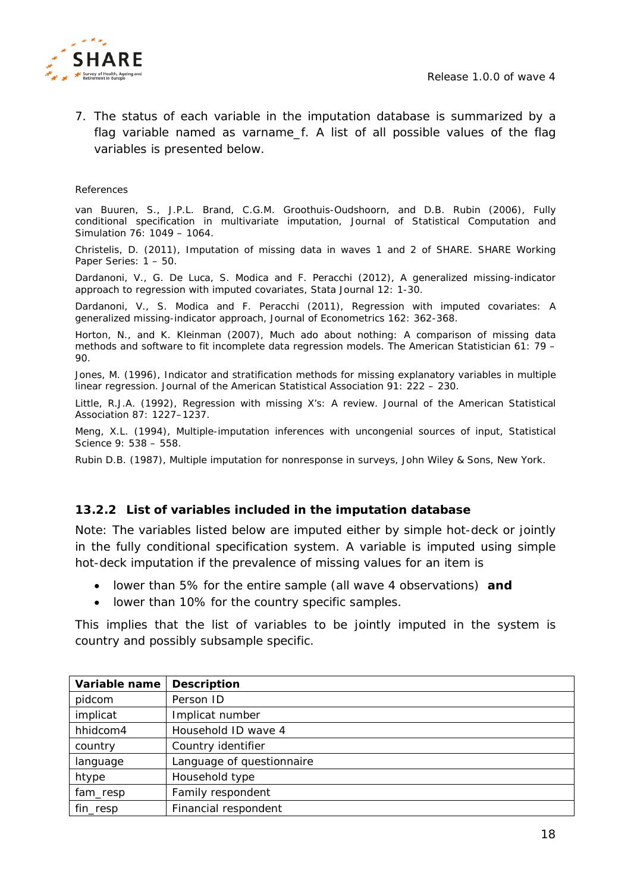7. The status of each variable in the imputation database is summarized by a flag variable named as varname_f. A list of all possible values of the flag variables is presented below.

References

van Buuren, S., J.P.L. Brand, C.G.M. Groothuis-Oudshoorn, and D.B. Rubin (2006), Fully conditional specification in multivariate imputation, Journal of Statistical Computation and Simulation 76: 1049 – 1064.

Christelis, D. (2011), Imputation of missing data in waves 1 and 2 of SHARE. SHARE Working Paper Series: 1 – 50.

Dardanoni, V., G. De Luca, S. Modica and F. Peracchi (2012), A generalized missing-indicator approach to regression with imputed covariates, Stata Journal 12: 1-30.

Dardanoni, V., S. Modica and F. Peracchi (2011), Regression with imputed covariates: A generalized missing-indicator approach, Journal of Econometrics 162: 362-368.

Horton, N., and K. Kleinman (2007), Much ado about nothing: A comparison of missing data methods and software to fit incomplete data regression models. The American Statistician 61: 79 – 90.

Jones, M. (1996), Indicator and stratification methods for missing explanatory variables in multiple linear regression. Journal of the American Statistical Association 91: 222 – 230.

Little, R.J.A. (1992), Regression with missing X's: A review. Journal of the American Statistical Association 87: 1227–1237.

Meng, X.L. (1994), Multiple-imputation inferences with uncongenial sources of input, Statistical Science 9: 538 – 558.

Rubin D.B. (1987), Multiple imputation for nonresponse in surveys, John Wiley & Sons, New York.

### 13.2.2 List of variables included in the imputation database

Note: The variables listed below are imputed either by simple hot-deck or jointly in the fully conditional specification system. A variable is imputed using simple hot-deck imputation if the prevalence of missing values for an item is

- lower than 5% for the entire sample (all wave 4 observations) **and**
- lower than 10% for the country specific samples.

This implies that the list of variables to be jointly imputed in the system is country and possibly subsample specific.

| Variable name | Description |
|---|---|
| pidcom | Person ID |
| implicat | Implicat number |
| hhidcom4 | Household ID wave 4 |
| country | Country identifier |
| language | Language of questionnaire |
| htype | Household type |
| fam_resp | Family respondent |
| fin_resp | Financial respondent |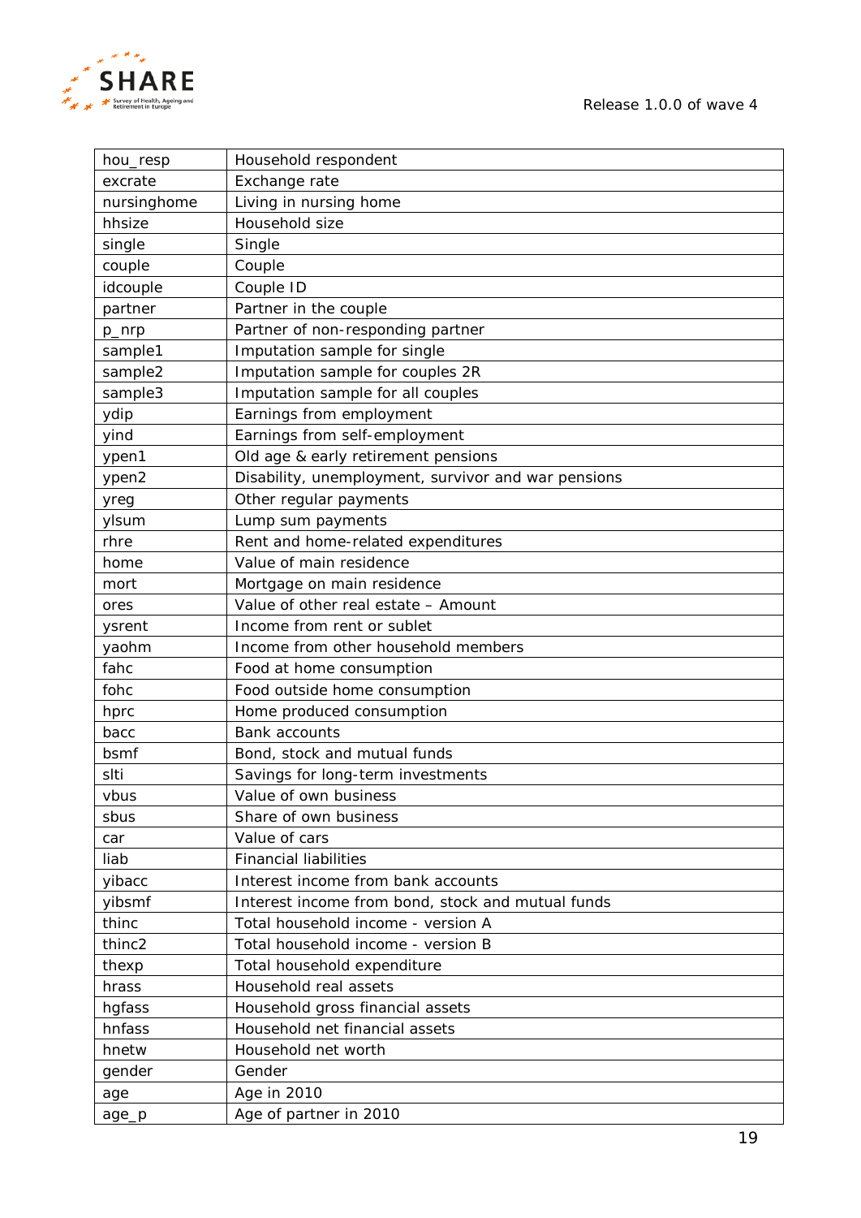| hou_resp | Household respondent |
|---|---|
| excrate | Exchange rate |
| nursinghome | Living in nursing home |
| hhsize | Household size |
| single | Single |
| couple | Couple |
| idcouple | Couple ID |
| partner | Partner in the couple |
| p_nrp | Partner of non-responding partner |
| sample1 | Imputation sample for single |
| sample2 | Imputation sample for couples 2R |
| sample3 | Imputation sample for all couples |
| ydip | Earnings from employment |
| yind | Earnings from self-employment |
| ypen1 | Old age & early retirement pensions |
| ypen2 | Disability, unemployment, survivor and war pensions |
| yreg | Other regular payments |
| ylsum | Lump sum payments |
| rhre | Rent and home-related expenditures |
| home | Value of main residence |
| mort | Mortgage on main residence |
| ores | Value of other real estate – Amount |
| ysrent | Income from rent or sublet |
| yaohm | Income from other household members |
| fahc | Food at home consumption |
| fohc | Food outside home consumption |
| hprc | Home produced consumption |
| bacc | Bank accounts |
| bsmf | Bond, stock and mutual funds |
| slti | Savings for long-term investments |
| vbus | Value of own business |
| sbus | Share of own business |
| car | Value of cars |
| liab | Financial liabilities |
| yibacc | Interest income from bank accounts |
| yibsmf | Interest income from bond, stock and mutual funds |
| thinc | Total household income - version A |
| thinc2 | Total household income - version B |
| thexp | Total household expenditure |
| hrass | Household real assets |
| hgfass | Household gross financial assets |
| hnfass | Household net financial assets |
| hnetw | Household net worth |
| gender | Gender |
| age | Age in 2010 |
| age_p | Age of partner in 2010 |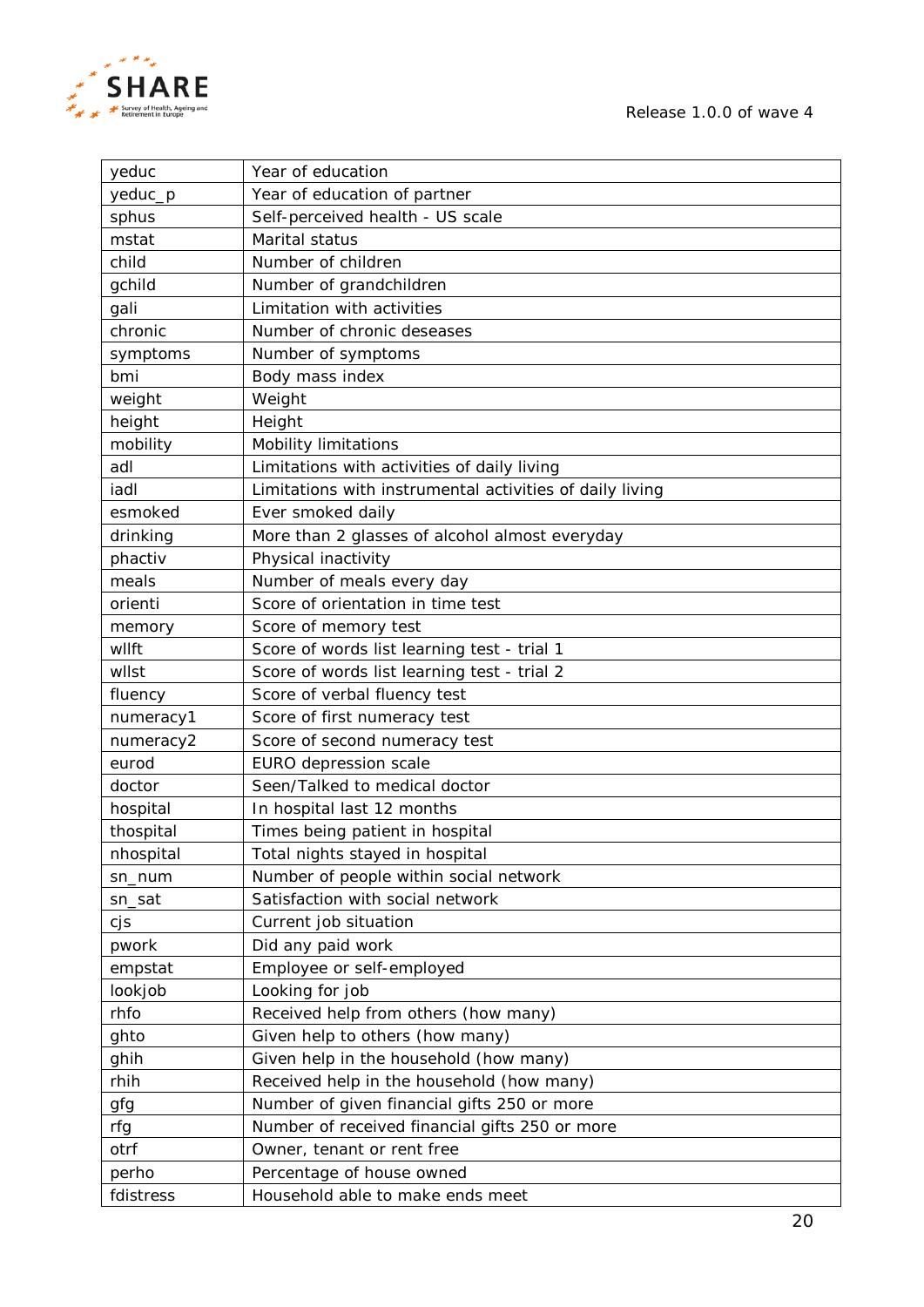| yeduc | Year of education |
| --- | --- |
| yeduc_p | Year of education of partner |
| sphus | Self-perceived health - US scale |
| mstat | Marital status |
| child | Number of children |
| gchild | Number of grandchildren |
| gali | Limitation with activities |
| chronic | Number of chronic deseases |
| symptoms | Number of symptoms |
| bmi | Body mass index |
| weight | Weight |
| height | Height |
| mobility | Mobility limitations |
| adl | Limitations with activities of daily living |
| iadl | Limitations with instrumental activities of daily living |
| esmoked | Ever smoked daily |
| drinking | More than 2 glasses of alcohol almost everyday |
| phactiv | Physical inactivity |
| meals | Number of meals every day |
| orienti | Score of orientation in time test |
| memory | Score of memory test |
| wllft | Score of words list learning test - trial 1 |
| wllst | Score of words list learning test - trial 2 |
| fluency | Score of verbal fluency test |
| numeracy1 | Score of first numeracy test |
| numeracy2 | Score of second numeracy test |
| eurod | EURO depression scale |
| doctor | Seen/Talked to medical doctor |
| hospital | In hospital last 12 months |
| thospital | Times being patient in hospital |
| nhospital | Total nights stayed in hospital |
| sn_num | Number of people within social network |
| sn_sat | Satisfaction with social network |
| cjs | Current job situation |
| pwork | Did any paid work |
| empstat | Employee or self-employed |
| lookjob | Looking for job |
| rhfo | Received help from others (how many) |
| ghto | Given help to others (how many) |
| ghih | Given help in the household (how many) |
| rhih | Received help in the household (how many) |
| gfg | Number of given financial gifts 250 or more |
| rfg | Number of received financial gifts 250 or more |
| otrf | Owner, tenant or rent free |
| perho | Percentage of house owned |
| fdistress | Household able to make ends meet |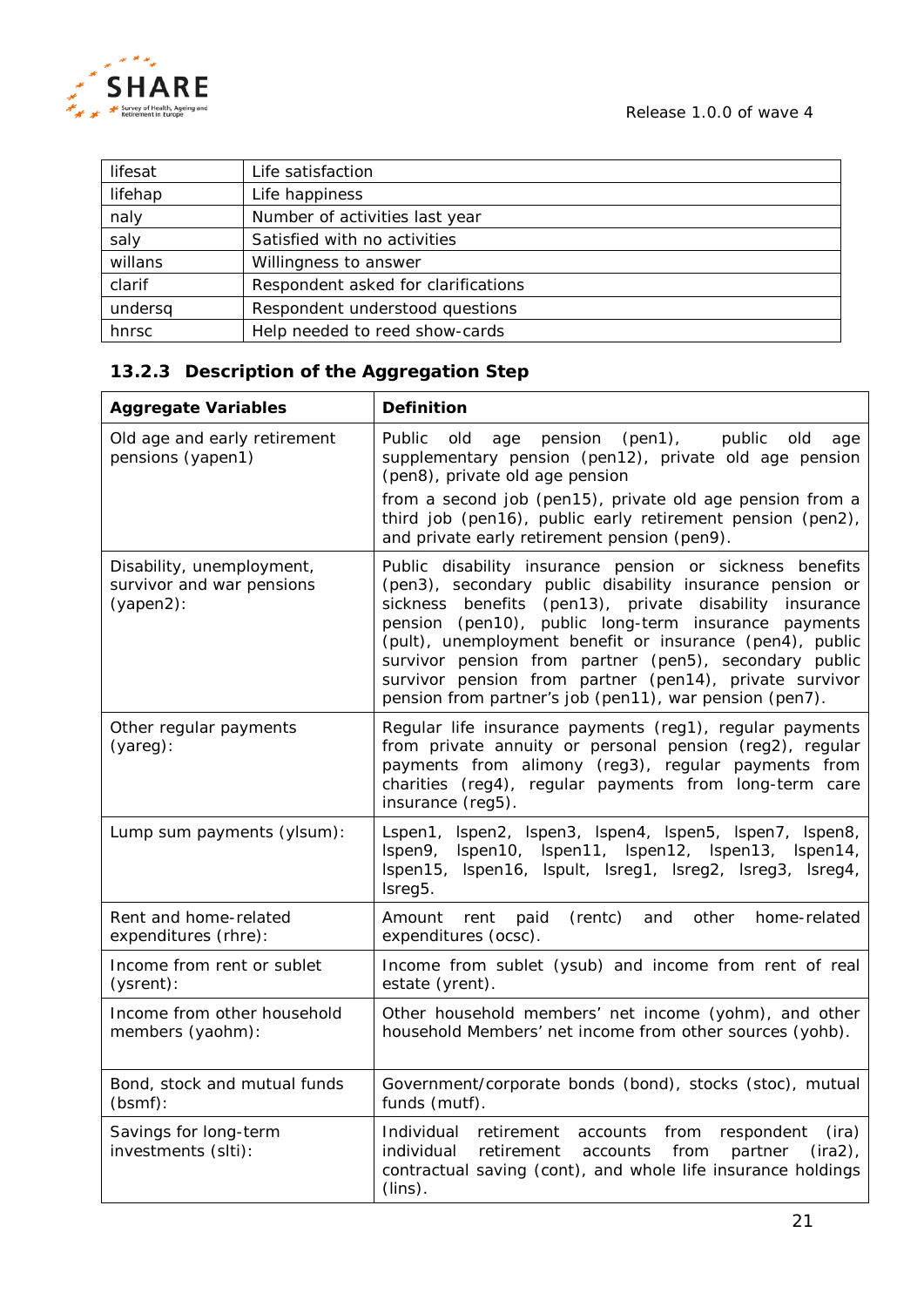| lifesat | Life satisfaction |
|---|---|
| lifehap | Life happiness |
| naly | Number of activities last year |
| saly | Satisfied with no activities |
| willans | Willingness to answer |
| clarif | Respondent asked for clarifications |
| undersq | Respondent understood questions |
| hnrsc | Help needed to reed show-cards |

### 13.2.3 Description of the Aggregation Step

| **Aggregate Variables** | **Definition** |
|---|---|
| Old age and early retirement pensions (yapen1) | Public old age pension (pen1), public old age supplementary pension (pen12), private old age pension (pen8), private old age pension from a second job (pen15), private old age pension from a third job (pen16), public early retirement pension (pen2), and private early retirement pension (pen9). |
| Disability, unemployment, survivor and war pensions (yapen2): | Public disability insurance pension or sickness benefits (pen3), secondary public disability insurance pension or sickness benefits (pen13), private disability insurance pension (pen10), public long-term insurance payments (pult), unemployment benefit or insurance (pen4), public survivor pension from partner (pen5), secondary public survivor pension from partner (pen14), private survivor pension from partner's job (pen11), war pension (pen7). |
| Other regular payments (yareg): | Regular life insurance payments (reg1), regular payments from private annuity or personal pension (reg2), regular payments from alimony (reg3), regular payments from charities (reg4), regular payments from long-term care insurance (reg5). |
| Lump sum payments (ylsum): | Lspen1, lspen2, lspen3, lspen4, lspen5, lspen7, lspen8, lspen9, lspen10, lspen11, lspen12, lspen13, lspen14, lspen15, lspen16, lspult, lsreg1, lsreg2, lsreg3, lsreg4, lsreg5. |
| Rent and home-related expenditures (rhre): | Amount rent paid (rentc) and other home-related expenditures (ocsc). |
| Income from rent or sublet (ysrent): | Income from sublet (ysub) and income from rent of real estate (yrent). |
| Income from other household members (yaohm): | Other household members' net income (yohm), and other household Members' net income from other sources (yohb). |
| Bond, stock and mutual funds (bsmf): | Government/corporate bonds (bond), stocks (stoc), mutual funds (mutf). |
| Savings for long-term investments (slti): | Individual retirement accounts from respondent (ira) individual retirement accounts from partner (ira2), contractual saving (cont), and whole life insurance holdings (lins). |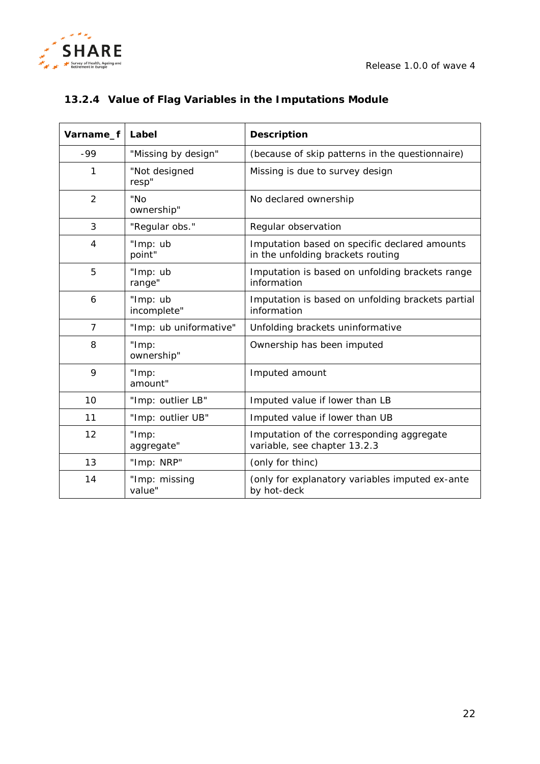### 13.2.4 Value of Flag Variables in the Imputations Module

| Varname_f | Label | Description |
|---|---|---|
| -99 | "Missing by design" | (because of skip patterns in the questionnaire) |
| 1 | "Not designed resp" | Missing is due to survey design |
| 2 | "No ownership" | No declared ownership |
| 3 | "Regular obs." | Regular observation |
| 4 | "Imp: ub point" | Imputation based on specific declared amounts in the unfolding brackets routing |
| 5 | "Imp: ub range" | Imputation is based on unfolding brackets range information |
| 6 | "Imp: ub incomplete" | Imputation is based on unfolding brackets partial information |
| 7 | "Imp: ub uniformative" | Unfolding brackets uninformative |
| 8 | "Imp: ownership" | Ownership has been imputed |
| 9 | "Imp: amount" | Imputed amount |
| 10 | "Imp: outlier LB" | Imputed value if lower than LB |
| 11 | "Imp: outlier UB" | Imputed value if lower than UB |
| 12 | "Imp: aggregate" | Imputation of the corresponding aggregate variable, see chapter 13.2.3 |
| 13 | "Imp: NRP" | (only for thinc) |
| 14 | "Imp: missing value" | (only for explanatory variables imputed ex-ante by hot-deck |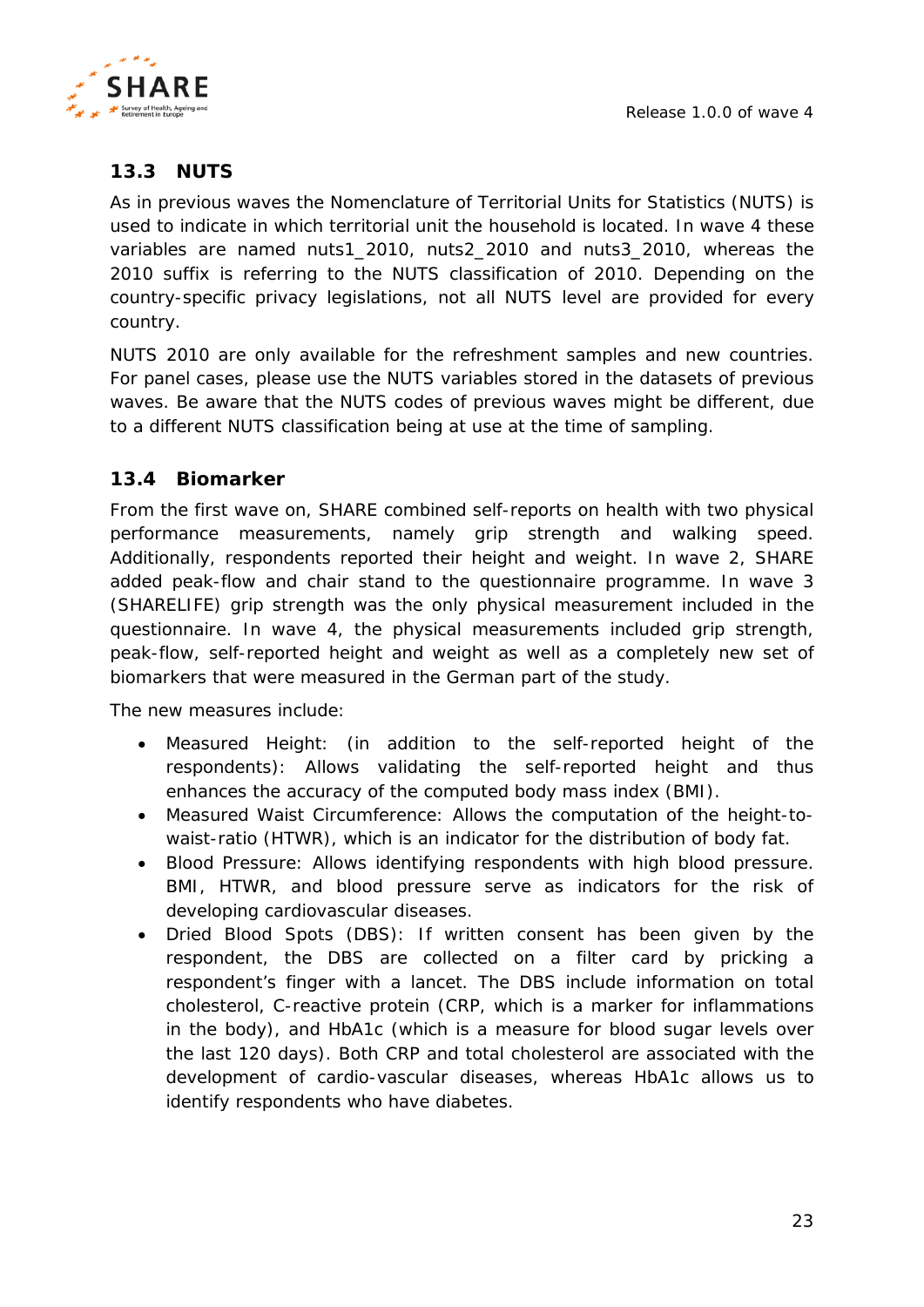## 13.3 NUTS

As in previous waves the Nomenclature of Territorial Units for Statistics (NUTS) is used to indicate in which territorial unit the household is located. In wave 4 these variables are named nuts1_2010, nuts2_2010 and nuts3_2010, whereas the 2010 suffix is referring to the NUTS classification of 2010. Depending on the country-specific privacy legislations, not all NUTS level are provided for every country.

NUTS 2010 are only available for the refreshment samples and new countries. For panel cases, please use the NUTS variables stored in the datasets of previous waves. Be aware that the NUTS codes of previous waves might be different, due to a different NUTS classification being at use at the time of sampling.

## 13.4 Biomarker

From the first wave on, SHARE combined self-reports on health with two physical performance measurements, namely grip strength and walking speed. Additionally, respondents reported their height and weight. In wave 2, SHARE added peak-flow and chair stand to the questionnaire programme. In wave 3 (SHARELIFE) grip strength was the only physical measurement included in the questionnaire. In wave 4, the physical measurements included grip strength, peak-flow, self-reported height and weight as well as a completely new set of biomarkers that were measured in the German part of the study.

The new measures include:

- Measured Height: (in addition to the self-reported height of the respondents): Allows validating the self-reported height and thus enhances the accuracy of the computed body mass index (BMI).
- Measured Waist Circumference: Allows the computation of the height-to-waist-ratio (HTWR), which is an indicator for the distribution of body fat.
- Blood Pressure: Allows identifying respondents with high blood pressure. BMI, HTWR, and blood pressure serve as indicators for the risk of developing cardiovascular diseases.
- Dried Blood Spots (DBS): If written consent has been given by the respondent, the DBS are collected on a filter card by pricking a respondent's finger with a lancet. The DBS include information on total cholesterol, C-reactive protein (CRP, which is a marker for inflammations in the body), and HbA1c (which is a measure for blood sugar levels over the last 120 days). Both CRP and total cholesterol are associated with the development of cardio-vascular diseases, whereas HbA1c allows us to identify respondents who have diabetes.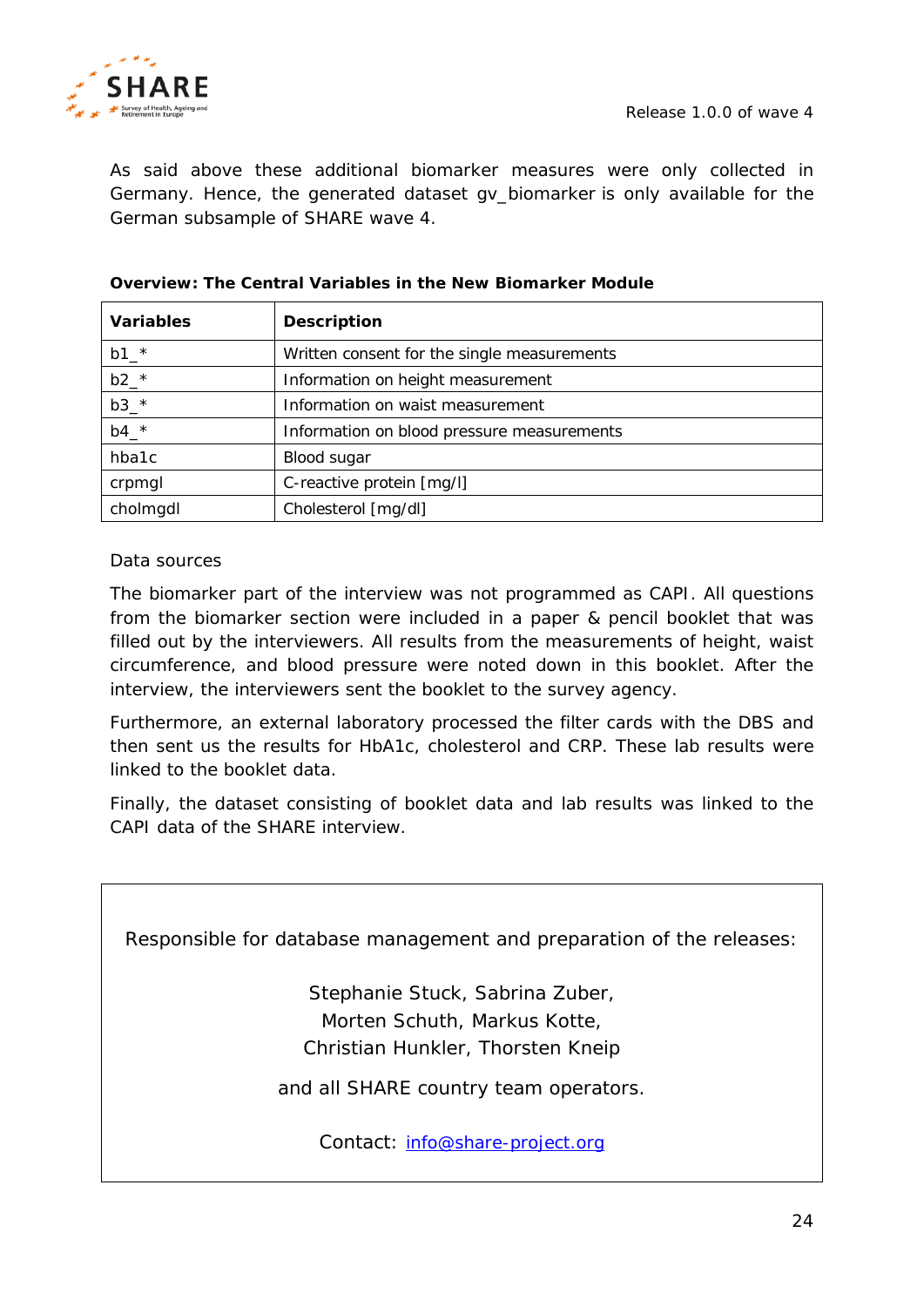As said above these additional biomarker measures were only collected in Germany. Hence, the generated dataset gv_biomarker is only available for the German subsample of SHARE wave 4.

**Overview: The Central Variables in the New Biomarker Module**

| Variables | Description |
|---|---|
| b1_* | Written consent for the single measurements |
| b2_* | Information on height measurement |
| b3_* | Information on waist measurement |
| b4_* | Information on blood pressure measurements |
| hba1c | Blood sugar |
| crpmgl | C-reactive protein [mg/l] |
| cholmgdl | Cholesterol [mg/dl] |

Data sources

The biomarker part of the interview was not programmed as CAPI. All questions from the biomarker section were included in a paper & pencil booklet that was filled out by the interviewers. All results from the measurements of height, waist circumference, and blood pressure were noted down in this booklet. After the interview, the interviewers sent the booklet to the survey agency.

Furthermore, an external laboratory processed the filter cards with the DBS and then sent us the results for HbA1c, cholesterol and CRP. These lab results were linked to the booklet data.

Finally, the dataset consisting of booklet data and lab results was linked to the CAPI data of the SHARE interview.

Responsible for database management and preparation of the releases:

Stephanie Stuck, Sabrina Zuber,
Morten Schuth, Markus Kotte,
Christian Hunkler, Thorsten Kneip

and all SHARE country team operators.

Contact: info@share-project.org